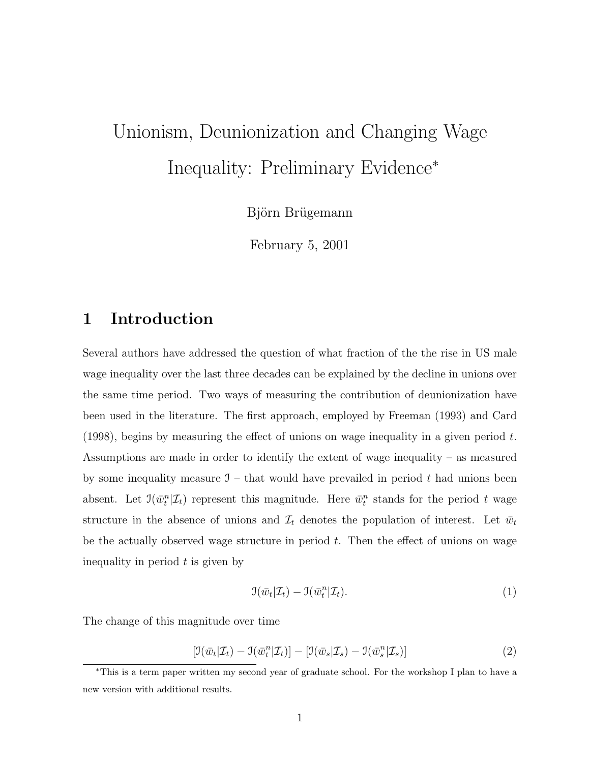# Unionism, Deunionization and Changing Wage Inequality: Preliminary Evidence*

Björn Brügemann

February 5, 2001

## 1 Introduction

Several authors have addressed the question of what fraction of the the rise in US male wage inequality over the last three decades can be explained by the decline in unions over the same time period. Two ways of measuring the contribution of deunionization have been used in the literature. The first approach, employed by Freeman (1993) and Card (1998), begins by measuring the effect of unions on wage inequality in a given period $t$. Assumptions are made in order to identify the extent of wage inequality – as measured by some inequality measure $\mathcal{I}$ – that would have prevailed in period $t$ had unions been absent. Let $\mathcal{I}(\bar{w}_t^n|\mathcal{I}_t)$ represent this magnitude. Here $\bar{w}_t^n$ stands for the period $t$ wage structure in the absence of unions and $\mathcal{I}_t$ denotes the population of interest. Let $\bar{w}_t$ be the actually observed wage structure in period $t$. Then the effect of unions on wage inequality in period $t$ is given by

$$\mathcal{I}(\bar{w}_t|\mathcal{I}_t) - \mathcal{I}(\bar{w}_t^n|\mathcal{I}_t). \tag{1}$$

The change of this magnitude over time

$$[\mathcal{I}(\bar{w}_t|\mathcal{I}_t) - \mathcal{I}(\bar{w}_t^n|\mathcal{I}_t)] - [\mathcal{I}(\bar{w}_s|\mathcal{I}_s) - \mathcal{I}(\bar{w}_s^n|\mathcal{I}_s)] \tag{2}$$

*This is a term paper written my second year of graduate school. For the workshop I plan to have a new version with additional results.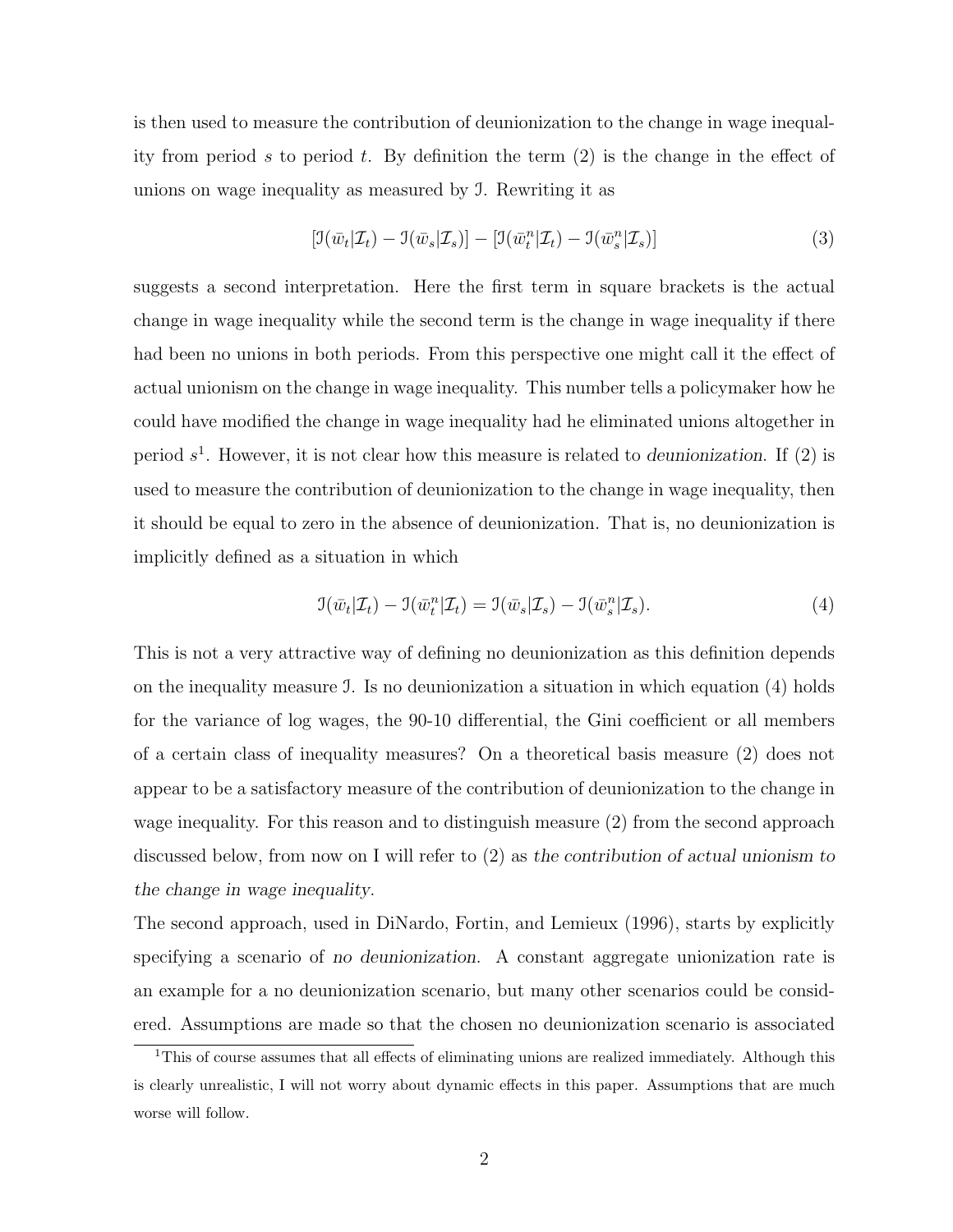is then used to measure the contribution of deunionization to the change in wage inequality from period $s$ to period $t$. By definition the term (2) is the change in the effect of unions on wage inequality as measured by $\mathcal{I}$. Rewriting it as

$$[\mathcal{I}(\bar{w}_t|\mathcal{I}_t) - \mathcal{I}(\bar{w}_s|\mathcal{I}_s)] - [\mathcal{I}(\bar{w}_t^n|\mathcal{I}_t) - \mathcal{I}(\bar{w}_s^n|\mathcal{I}_s)] \tag{3}$$

suggests a second interpretation. Here the first term in square brackets is the actual change in wage inequality while the second term is the change in wage inequality if there had been no unions in both periods. From this perspective one might call it the effect of actual unionism on the change in wage inequality. This number tells a policymaker how he could have modified the change in wage inequality had he eliminated unions altogether in period $s$[1]. However, it is not clear how this measure is related to *deunionization*. If (2) is used to measure the contribution of deunionization to the change in wage inequality, then it should be equal to zero in the absence of deunionization. That is, no deunionization is implicitly defined as a situation in which

$$\mathcal{I}(\bar{w}_t|\mathcal{I}_t) - \mathcal{I}(\bar{w}_t^n|\mathcal{I}_t) = \mathcal{I}(\bar{w}_s|\mathcal{I}_s) - \mathcal{I}(\bar{w}_s^n|\mathcal{I}_s). \tag{4}$$

This is not a very attractive way of defining no deunionization as this definition depends on the inequality measure $\mathcal{I}$. Is no deunionization a situation in which equation (4) holds for the variance of log wages, the 90-10 differential, the Gini coefficient or all members of a certain class of inequality measures? On a theoretical basis measure (2) does not appear to be a satisfactory measure of the contribution of deunionization to the change in wage inequality. For this reason and to distinguish measure (2) from the second approach discussed below, from now on I will refer to (2) as *the contribution of actual unionism to the change in wage inequality*.

The second approach, used in DiNardo, Fortin, and Lemieux (1996), starts by explicitly specifying a scenario of *no deunionization*. A constant aggregate unionization rate is an example for a no deunionization scenario, but many other scenarios could be considered. Assumptions are made so that the chosen no deunionization scenario is associated

[1] This of course assumes that all effects of eliminating unions are realized immediately. Although this is clearly unrealistic, I will not worry about dynamic effects in this paper. Assumptions that are much worse will follow.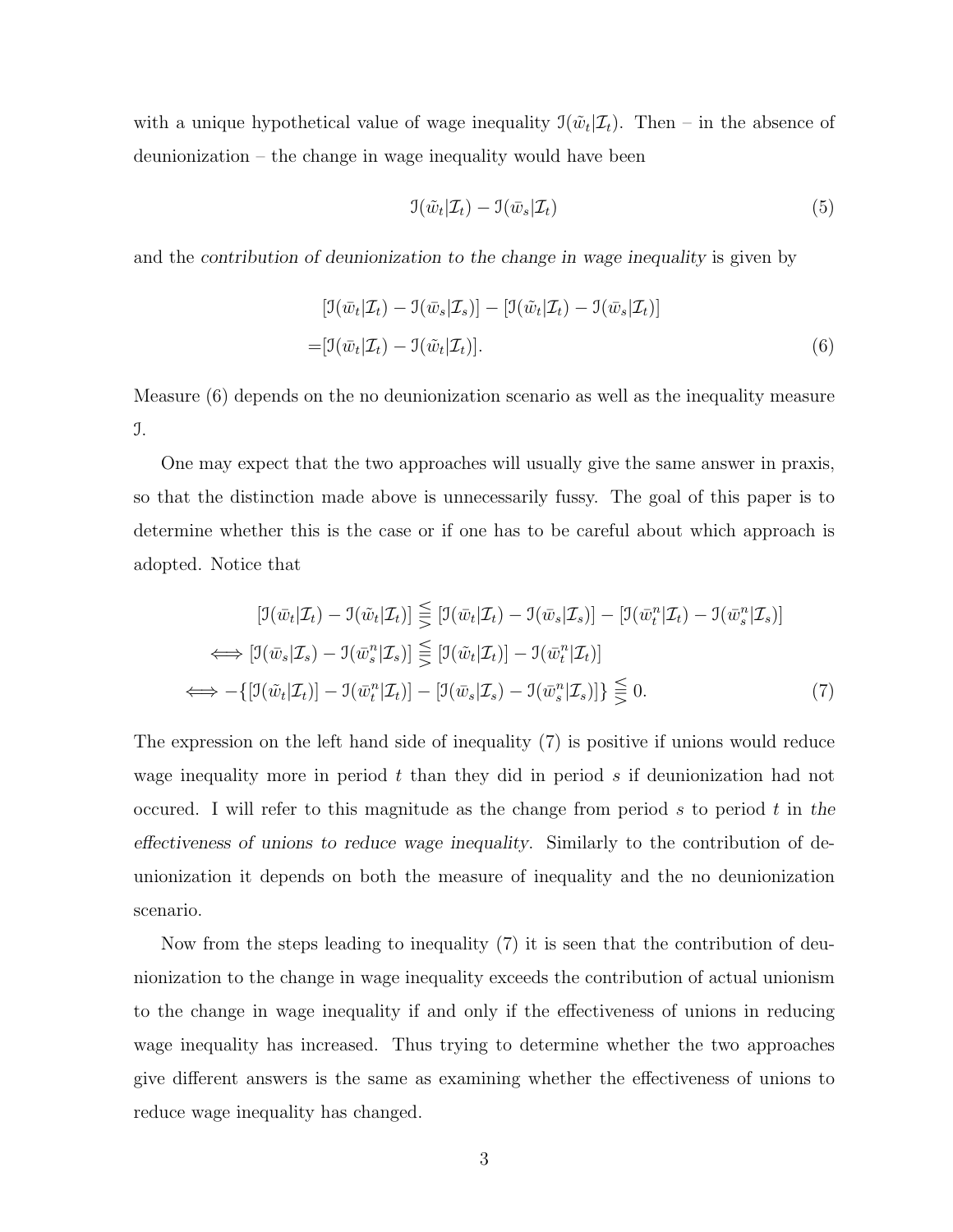with a unique hypothetical value of wage inequality $\mathcal{I}(\tilde{w}_t|\mathcal{I}_t)$. Then – in the absence of deunionization – the change in wage inequality would have been

$$\mathcal{I}(\tilde{w}_t|\mathcal{I}_t) - \mathcal{I}(\bar{w}_s|\mathcal{I}_t) \tag{5}$$

and the *contribution of deunionization to the change in wage inequality* is given by

$$\begin{aligned}
&[\mathcal{I}(\bar{w}_t|\mathcal{I}_t) - \mathcal{I}(\bar{w}_s|\mathcal{I}_s)] - [\mathcal{I}(\tilde{w}_t|\mathcal{I}_t) - \mathcal{I}(\bar{w}_s|\mathcal{I}_t)] \\
=&[\mathcal{I}(\bar{w}_t|\mathcal{I}_t) - \mathcal{I}(\tilde{w}_t|\mathcal{I}_t)]. 
\end{aligned} \tag{6}$$

Measure (6) depends on the no deunionization scenario as well as the inequality measure $\mathcal{I}$.

One may expect that the two approaches will usually give the same answer in praxis, so that the distinction made above is unnecessarily fussy. The goal of this paper is to determine whether this is the case or if one has to be careful about which approach is adopted. Notice that

$$\begin{aligned}
&[\mathcal{I}(\bar{w}_t|\mathcal{I}_t) - \mathcal{I}(\tilde{w}_t|\mathcal{I}_t)] \lesseqqgtr [\mathcal{I}(\bar{w}_t|\mathcal{I}_t) - \mathcal{I}(\bar{w}_s|\mathcal{I}_s)] - [\mathcal{I}(\bar{w}_t^n|\mathcal{I}_t) - \mathcal{I}(\bar{w}_s^n|\mathcal{I}_s)] \\
\iff &[\mathcal{I}(\bar{w}_s|\mathcal{I}_s) - \mathcal{I}(\bar{w}_s^n|\mathcal{I}_s)] \lesseqqgtr [\mathcal{I}(\tilde{w}_t|\mathcal{I}_t)] - \mathcal{I}(\bar{w}_t^n|\mathcal{I}_t)] \\
\iff &-\{[\mathcal{I}(\tilde{w}_t|\mathcal{I}_t)] - \mathcal{I}(\bar{w}_t^n|\mathcal{I}_t)] - [\mathcal{I}(\bar{w}_s|\mathcal{I}_s) - \mathcal{I}(\bar{w}_s^n|\mathcal{I}_s)]\} \lesseqqgtr 0.
\end{aligned} \tag{7}$$

The expression on the left hand side of inequality (7) is positive if unions would reduce wage inequality more in period $t$ than they did in period $s$ if deunionization had not occured. I will refer to this magnitude as the change from period $s$ to period $t$ in *the effectiveness of unions to reduce wage inequality*. Similarly to the contribution of deunionization it depends on both the measure of inequality and the no deunionization scenario.

Now from the steps leading to inequality (7) it is seen that the contribution of deunionization to the change in wage inequality exceeds the contribution of actual unionism to the change in wage inequality if and only if the effectiveness of unions in reducing wage inequality has increased. Thus trying to determine whether the two approaches give different answers is the same as examining whether the effectiveness of unions to reduce wage inequality has changed.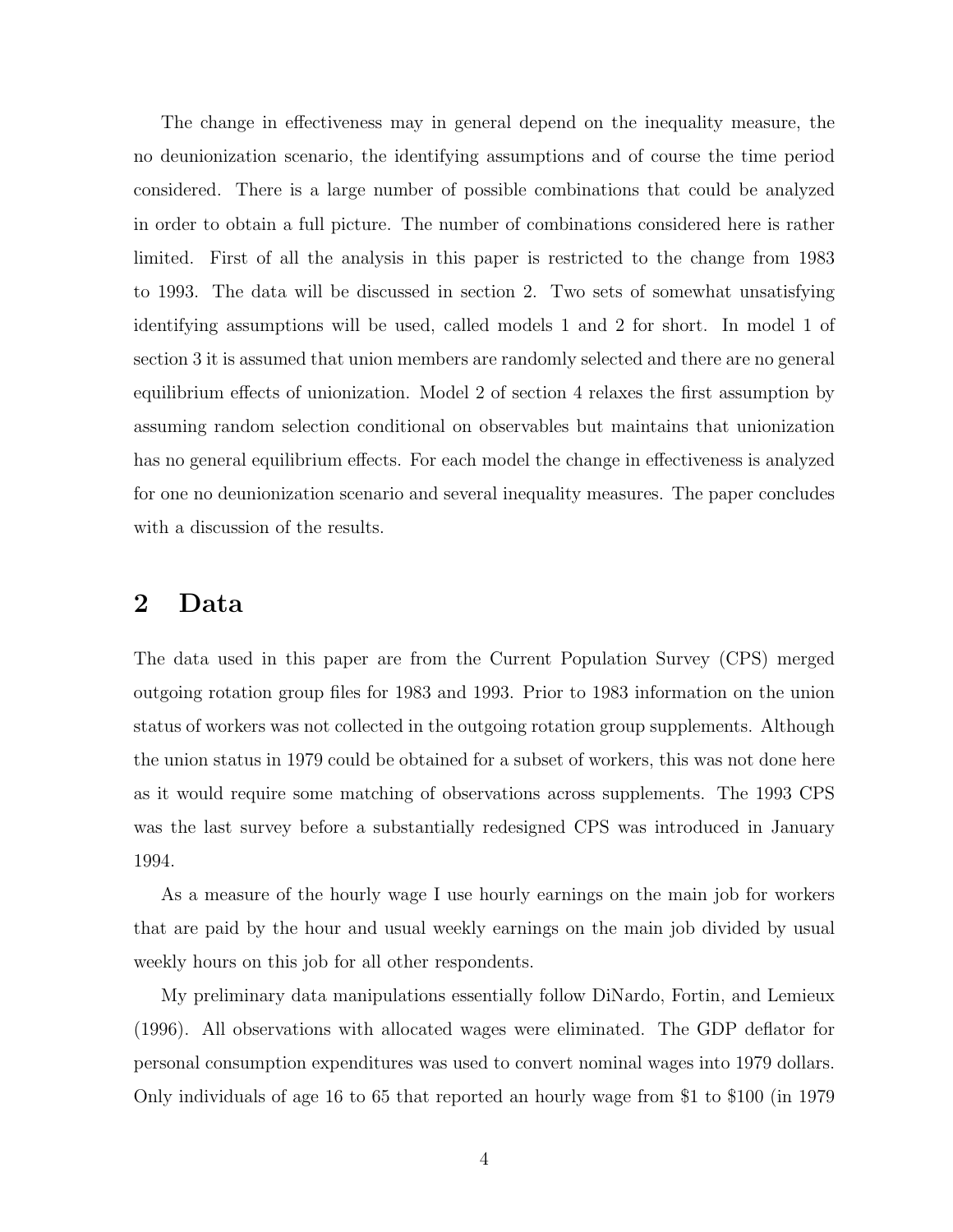The change in effectiveness may in general depend on the inequality measure, the no deunionization scenario, the identifying assumptions and of course the time period considered. There is a large number of possible combinations that could be analyzed in order to obtain a full picture. The number of combinations considered here is rather limited. First of all the analysis in this paper is restricted to the change from 1983 to 1993. The data will be discussed in section 2. Two sets of somewhat unsatisfying identifying assumptions will be used, called models 1 and 2 for short. In model 1 of section 3 it is assumed that union members are randomly selected and there are no general equilibrium effects of unionization. Model 2 of section 4 relaxes the first assumption by assuming random selection conditional on observables but maintains that unionization has no general equilibrium effects. For each model the change in effectiveness is analyzed for one no deunionization scenario and several inequality measures. The paper concludes with a discussion of the results.

## 2 Data

The data used in this paper are from the Current Population Survey (CPS) merged outgoing rotation group files for 1983 and 1993. Prior to 1983 information on the union status of workers was not collected in the outgoing rotation group supplements. Although the union status in 1979 could be obtained for a subset of workers, this was not done here as it would require some matching of observations across supplements. The 1993 CPS was the last survey before a substantially redesigned CPS was introduced in January 1994.

As a measure of the hourly wage I use hourly earnings on the main job for workers that are paid by the hour and usual weekly earnings on the main job divided by usual weekly hours on this job for all other respondents.

My preliminary data manipulations essentially follow DiNardo, Fortin, and Lemieux (1996). All observations with allocated wages were eliminated. The GDP deflator for personal consumption expenditures was used to convert nominal wages into 1979 dollars. Only individuals of age 16 to 65 that reported an hourly wage from \$1 to \$100 (in 1979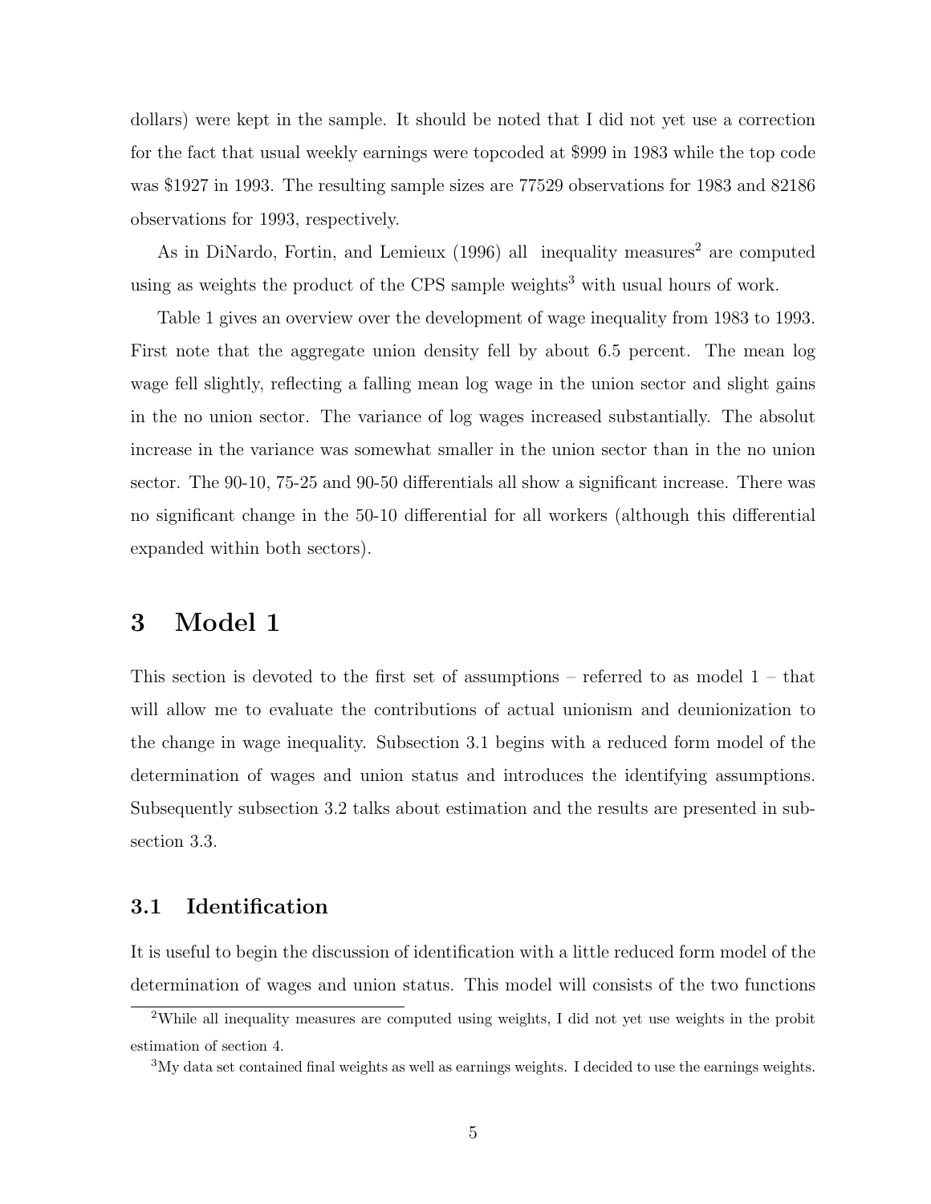dollars) were kept in the sample. It should be noted that I did not yet use a correction for the fact that usual weekly earnings were topcoded at $999 in 1983 while the top code was $1927 in 1993. The resulting sample sizes are 77529 observations for 1983 and 82186 observations for 1993, respectively.

As in DiNardo, Fortin, and Lemieux (1996) all inequality measures[2] are computed using as weights the product of the CPS sample weights[3] with usual hours of work.

Table 1 gives an overview over the development of wage inequality from 1983 to 1993. First note that the aggregate union density fell by about 6.5 percent. The mean log wage fell slightly, reflecting a falling mean log wage in the union sector and slight gains in the no union sector. The variance of log wages increased substantially. The absolut increase in the variance was somewhat smaller in the union sector than in the no union sector. The 90-10, 75-25 and 90-50 differentials all show a significant increase. There was no significant change in the 50-10 differential for all workers (although this differential expanded within both sectors).

# 3 Model 1

This section is devoted to the first set of assumptions – referred to as model 1 – that will allow me to evaluate the contributions of actual unionism and deunionization to the change in wage inequality. Subsection 3.1 begins with a reduced form model of the determination of wages and union status and introduces the identifying assumptions. Subsequently subsection 3.2 talks about estimation and the results are presented in subsection 3.3.

## 3.1 Identification

It is useful to begin the discussion of identification with a little reduced form model of the determination of wages and union status. This model will consists of the two functions

---

[2] While all inequality measures are computed using weights, I did not yet use weights in the probit estimation of section 4.

[3] My data set contained final weights as well as earnings weights. I decided to use the earnings weights.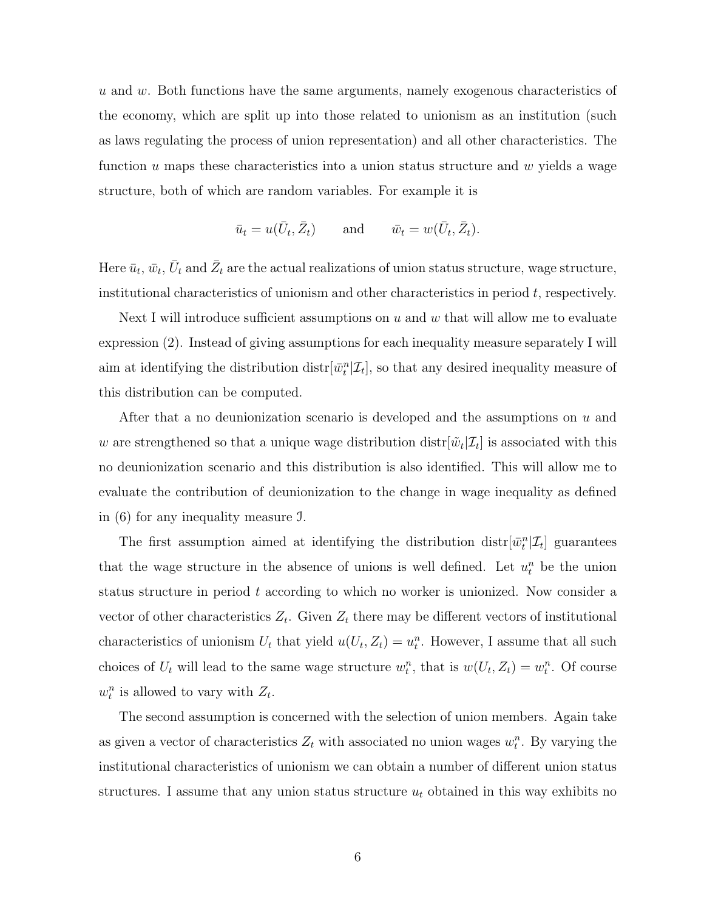$u$ and $w$. Both functions have the same arguments, namely exogenous characteristics of the economy, which are split up into those related to unionism as an institution (such as laws regulating the process of union representation) and all other characteristics. The function $u$ maps these characteristics into a union status structure and $w$ yields a wage structure, both of which are random variables. For example it is

$$\bar{u}_t = u(\bar{U}_t, \bar{Z}_t) \qquad \text{and} \qquad \bar{w}_t = w(\bar{U}_t, \bar{Z}_t).$$

Here $\bar{u}_t$, $\bar{w}_t$, $\bar{U}_t$ and $\bar{Z}_t$ are the actual realizations of union status structure, wage structure, institutional characteristics of unionism and other characteristics in period $t$, respectively.

Next I will introduce sufficient assumptions on $u$ and $w$ that will allow me to evaluate expression (2). Instead of giving assumptions for each inequality measure separately I will aim at identifying the distribution $\text{distr}[\bar{w}_t^n|\mathcal{I}_t]$, so that any desired inequality measure of this distribution can be computed.

After that a no deunionization scenario is developed and the assumptions on $u$ and $w$ are strengthened so that a unique wage distribution $\text{distr}[\tilde{w}_t|\mathcal{I}_t]$ is associated with this no deunionization scenario and this distribution is also identified. This will allow me to evaluate the contribution of deunionization to the change in wage inequality as defined in (6) for any inequality measure $\mathfrak{I}$.

The first assumption aimed at identifying the distribution $\text{distr}[\bar{w}_t^n|\mathcal{I}_t]$ guarantees that the wage structure in the absence of unions is well defined. Let $u_t^n$ be the union status structure in period $t$ according to which no worker is unionized. Now consider a vector of other characteristics $Z_t$. Given $Z_t$ there may be different vectors of institutional characteristics of unionism $U_t$ that yield $u(U_t, Z_t) = u_t^n$. However, I assume that all such choices of $U_t$ will lead to the same wage structure $w_t^n$, that is $w(U_t, Z_t) = w_t^n$. Of course $w_t^n$ is allowed to vary with $Z_t$.

The second assumption is concerned with the selection of union members. Again take as given a vector of characteristics $Z_t$ with associated no union wages $w_t^n$. By varying the institutional characteristics of unionism we can obtain a number of different union status structures. I assume that any union status structure $u_t$ obtained in this way exhibits no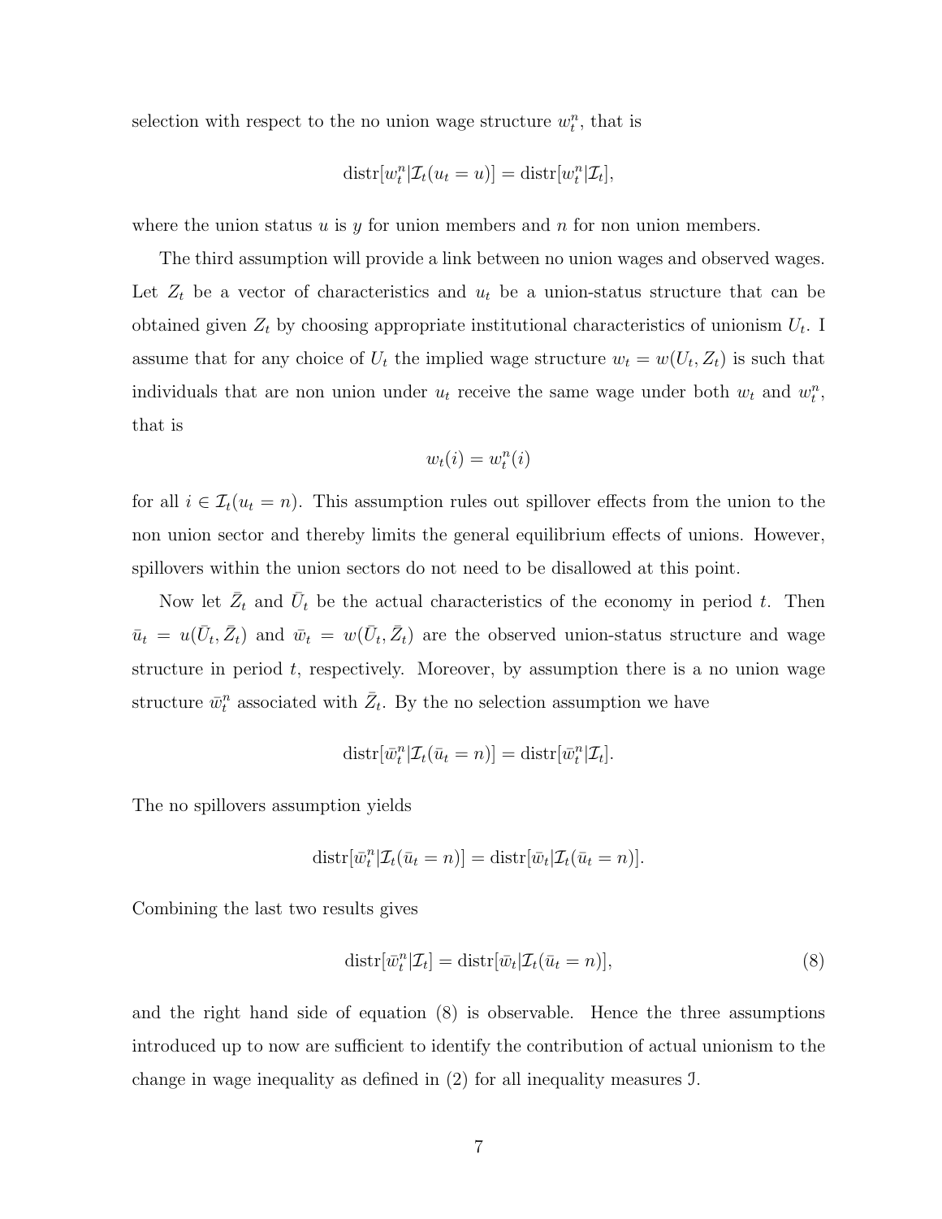selection with respect to the no union wage structure $w_t^n$, that is

$$\text{distr}[w_t^n|\mathcal{I}_t(u_t = u)] = \text{distr}[w_t^n|\mathcal{I}_t],$$

where the union status $u$ is $y$ for union members and $n$ for non union members.

The third assumption will provide a link between no union wages and observed wages. Let $Z_t$ be a vector of characteristics and $u_t$ be a union-status structure that can be obtained given $Z_t$ by choosing appropriate institutional characteristics of unionism $U_t$. I assume that for any choice of $U_t$ the implied wage structure $w_t = w(U_t, Z_t)$ is such that individuals that are non union under $u_t$ receive the same wage under both $w_t$ and $w_t^n$, that is

$$w_t(i) = w_t^n(i)$$

for all $i \in \mathcal{I}_t(u_t = n)$. This assumption rules out spillover effects from the union to the non union sector and thereby limits the general equilibrium effects of unions. However, spillovers within the union sectors do not need to be disallowed at this point.

Now let $\bar{Z}_t$ and $\bar{U}_t$ be the actual characteristics of the economy in period $t$. Then $\bar{u}_t = u(\bar{U}_t, \bar{Z}_t)$ and $\bar{w}_t = w(\bar{U}_t, \bar{Z}_t)$ are the observed union-status structure and wage structure in period $t$, respectively. Moreover, by assumption there is a no union wage structure $\bar{w}_t^n$ associated with $\bar{Z}_t$. By the no selection assumption we have

$$\text{distr}[\bar{w}_t^n|\mathcal{I}_t(\bar{u}_t = n)] = \text{distr}[\bar{w}_t^n|\mathcal{I}_t].$$

The no spillovers assumption yields

$$\text{distr}[\bar{w}_t^n|\mathcal{I}_t(\bar{u}_t = n)] = \text{distr}[\bar{w}_t|\mathcal{I}_t(\bar{u}_t = n)].$$

Combining the last two results gives

$$\text{distr}[\bar{w}_t^n|\mathcal{I}_t] = \text{distr}[\bar{w}_t|\mathcal{I}_t(\bar{u}_t = n)], \tag{8}$$

and the right hand side of equation (8) is observable. Hence the three assumptions introduced up to now are sufficient to identify the contribution of actual unionism to the change in wage inequality as defined in (2) for all inequality measures $\mathfrak{I}$.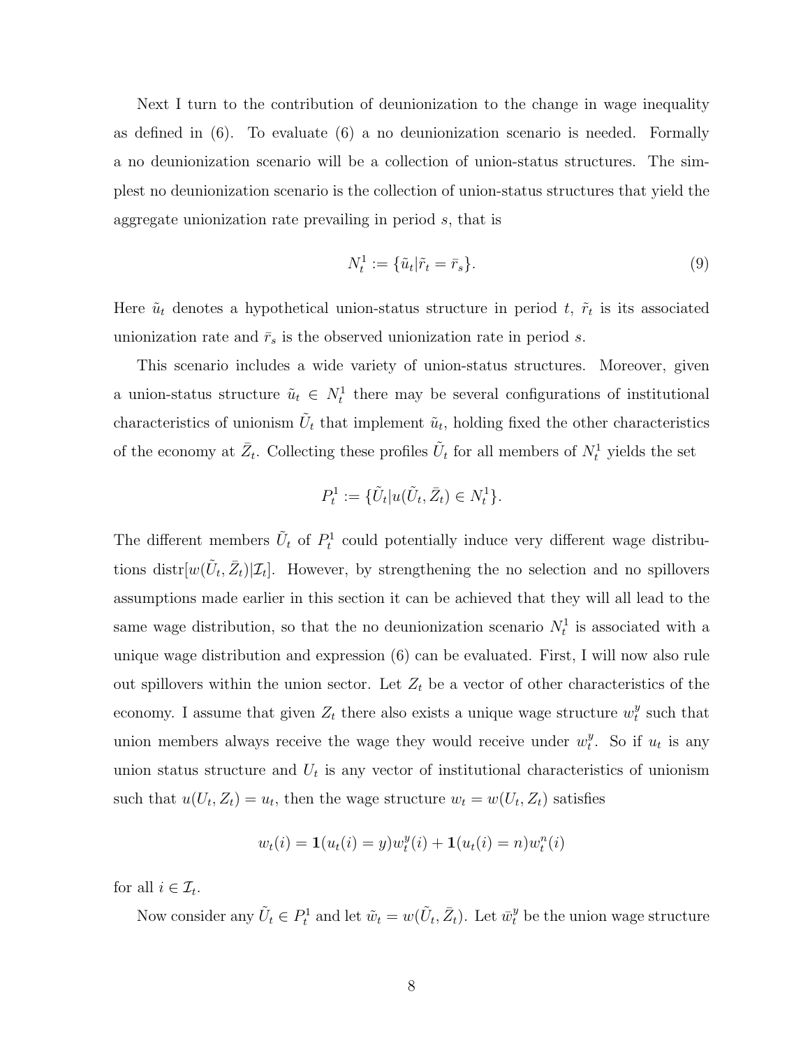Next I turn to the contribution of deunionization to the change in wage inequality as defined in (6). To evaluate (6) a no deunionization scenario is needed. Formally a no deunionization scenario will be a collection of union-status structures. The simplest no deunionization scenario is the collection of union-status structures that yield the aggregate unionization rate prevailing in period $s$, that is

$$N_t^1 := \{\tilde{u}_t | \tilde{r}_t = \bar{r}_s\}. \tag{9}$$

Here $\tilde{u}_t$ denotes a hypothetical union-status structure in period $t$, $\tilde{r}_t$ is its associated unionization rate and $\bar{r}_s$ is the observed unionization rate in period $s$.

This scenario includes a wide variety of union-status structures. Moreover, given a union-status structure $\tilde{u}_t \in N_t^1$ there may be several configurations of institutional characteristics of unionism $\tilde{U}_t$ that implement $\tilde{u}_t$, holding fixed the other characteristics of the economy at $\bar{Z}_t$. Collecting these profiles $\tilde{U}_t$ for all members of $N_t^1$ yields the set

$$P_t^1 := \{\tilde{U}_t | u(\tilde{U}_t, \bar{Z}_t) \in N_t^1\}.$$

The different members $\tilde{U}_t$ of $P_t^1$ could potentially induce very different wage distributions $\text{distr}[w(\tilde{U}_t, \bar{Z}_t)|\mathcal{I}_t]$. However, by strengthening the no selection and no spillovers assumptions made earlier in this section it can be achieved that they will all lead to the same wage distribution, so that the no deunionization scenario $N_t^1$ is associated with a unique wage distribution and expression (6) can be evaluated. First, I will now also rule out spillovers within the union sector. Let $Z_t$ be a vector of other characteristics of the economy. I assume that given $Z_t$ there also exists a unique wage structure $w_t^y$ such that union members always receive the wage they would receive under $w_t^y$. So if $u_t$ is any union status structure and $U_t$ is any vector of institutional characteristics of unionism such that $u(U_t, Z_t) = u_t$, then the wage structure $w_t = w(U_t, Z_t)$ satisfies

$$w_t(i) = \mathbf{1}(u_t(i) = y) w_t^y(i) + \mathbf{1}(u_t(i) = n) w_t^n(i)$$

for all $i \in \mathcal{I}_t$.

Now consider any $\tilde{U}_t \in P_t^1$ and let $\tilde{w}_t = w(\tilde{U}_t, \bar{Z}_t)$. Let $\bar{w}_t^y$ be the union wage structure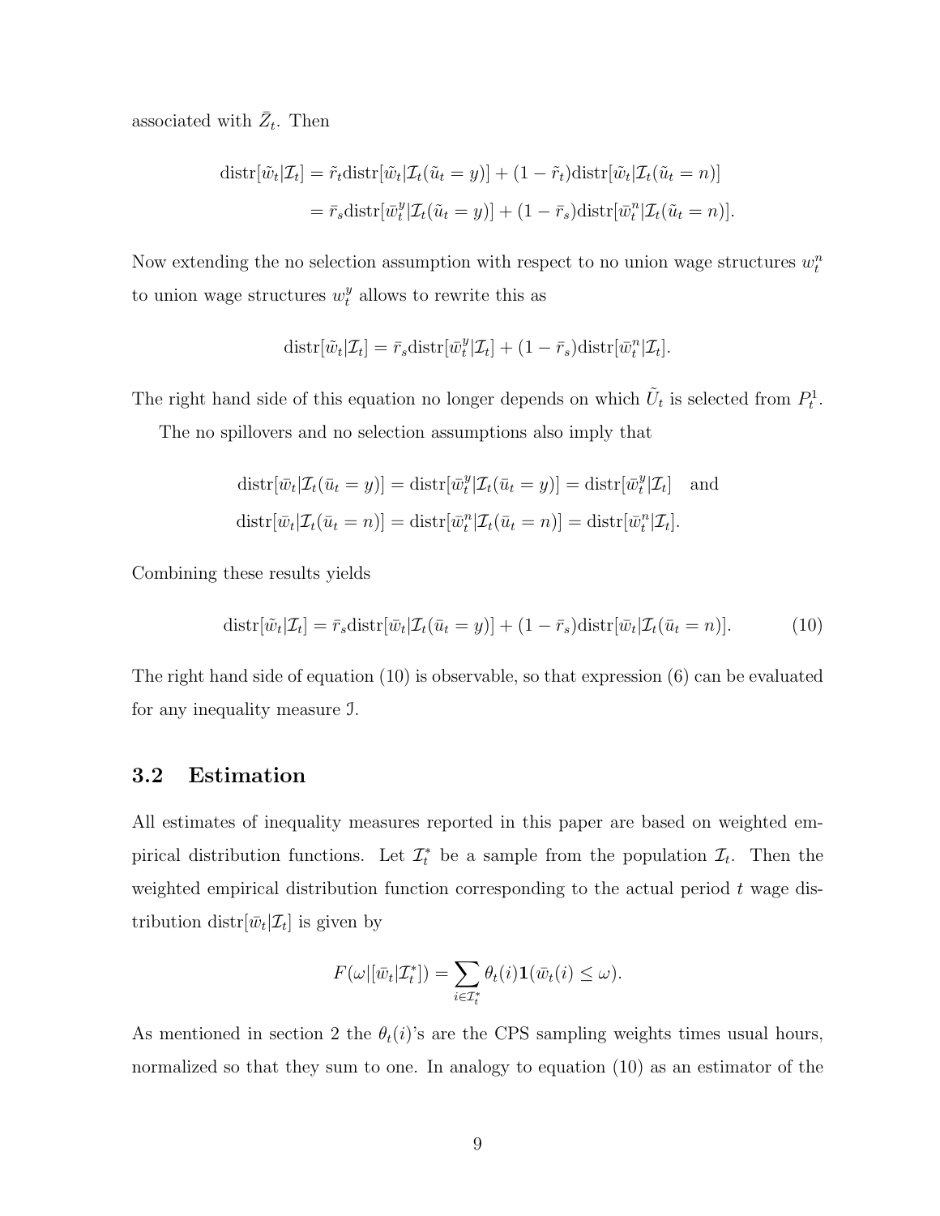associated with $\bar{Z}_t$. Then

$$\begin{aligned}
\text{distr}[\tilde{w}_t|\mathcal{I}_t] &= \tilde{r}_t \text{distr}[\tilde{w}_t|\mathcal{I}_t(\tilde{u}_t = y)] + (1 - \tilde{r}_t)\text{distr}[\tilde{w}_t|\mathcal{I}_t(\tilde{u}_t = n)] \\
&= \bar{r}_s \text{distr}[\bar{w}_t^y|\mathcal{I}_t(\tilde{u}_t = y)] + (1 - \bar{r}_s)\text{distr}[\bar{w}_t^n|\mathcal{I}_t(\tilde{u}_t = n)].
\end{aligned}$$

Now extending the no selection assumption with respect to no union wage structures $w_t^n$ to union wage structures $w_t^y$ allows to rewrite this as

$$\text{distr}[\tilde{w}_t|\mathcal{I}_t] = \bar{r}_s \text{distr}[\bar{w}_t^y|\mathcal{I}_t] + (1 - \bar{r}_s)\text{distr}[\bar{w}_t^n|\mathcal{I}_t].$$

The right hand side of this equation no longer depends on which $\tilde{U}_t$ is selected from $P_t^1$.

The no spillovers and no selection assumptions also imply that

$$\begin{aligned}
&\text{distr}[\bar{w}_t|\mathcal{I}_t(\bar{u}_t = y)] = \text{distr}[\bar{w}_t^y|\mathcal{I}_t(\bar{u}_t = y)] = \text{distr}[\bar{w}_t^y|\mathcal{I}_t] \quad \text{and} \\
&\text{distr}[\bar{w}_t|\mathcal{I}_t(\bar{u}_t = n)] = \text{distr}[\bar{w}_t^n|\mathcal{I}_t(\bar{u}_t = n)] = \text{distr}[\bar{w}_t^n|\mathcal{I}_t].
\end{aligned}$$

Combining these results yields

$$\text{distr}[\tilde{w}_t|\mathcal{I}_t] = \bar{r}_s \text{distr}[\bar{w}_t|\mathcal{I}_t(\bar{u}_t = y)] + (1 - \bar{r}_s)\text{distr}[\bar{w}_t|\mathcal{I}_t(\bar{u}_t = n)]. \tag{10}$$

The right hand side of equation (10) is observable, so that expression (6) can be evaluated for any inequality measure $\mathfrak{I}$.

### 3.2 Estimation

All estimates of inequality measures reported in this paper are based on weighted empirical distribution functions. Let $\mathcal{I}_t^*$ be a sample from the population $\mathcal{I}_t$. Then the weighted empirical distribution function corresponding to the actual period $t$ wage distribution $\text{distr}[\bar{w}_t|\mathcal{I}_t]$ is given by

$$F(\omega|[\bar{w}_t|\mathcal{I}_t^*]) = \sum_{i \in \mathcal{I}_t^*} \theta_t(i) \mathbf{1}(\bar{w}_t(i) \leq \omega).$$

As mentioned in section 2 the $\theta_t(i)$'s are the CPS sampling weights times usual hours, normalized so that they sum to one. In analogy to equation (10) as an estimator of the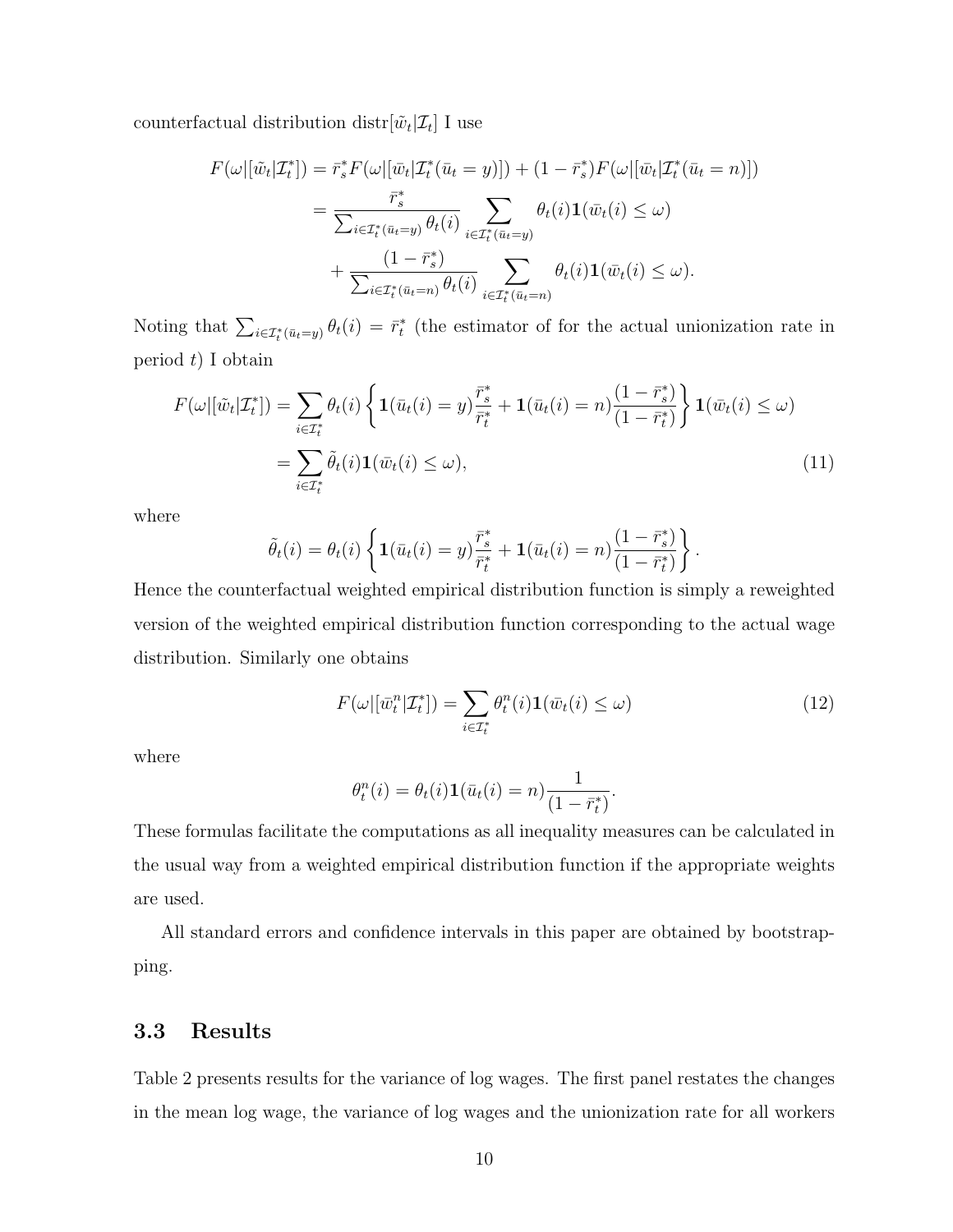counterfactual distribution distr$[\tilde{w}_t|\mathcal{I}_t]$ I use

$$
\begin{aligned}
F(\omega|[\tilde{w}_t|\mathcal{I}_t^*]) &= \bar{r}_s^* F(\omega|[\bar{w}_t|\mathcal{I}_t^*(\bar{u}_t = y)]) + (1-\bar{r}_s^*) F(\omega|[\bar{w}_t|\mathcal{I}_t^*(\bar{u}_t = n)]) \\
&= \frac{\bar{r}_s^*}{\sum_{i\in\mathcal{I}_t^*(\bar{u}_t=y)} \theta_t(i)} \sum_{i\in\mathcal{I}_t^*(\bar{u}_t=y)} \theta_t(i)\mathbf{1}(\bar{w}_t(i)\leq\omega) \\
&\quad + \frac{(1-\bar{r}_s^*)}{\sum_{i\in\mathcal{I}_t^*(\bar{u}_t=n)} \theta_t(i)} \sum_{i\in\mathcal{I}_t^*(\bar{u}_t=n)} \theta_t(i)\mathbf{1}(\bar{w}_t(i)\leq\omega).
\end{aligned}
$$

Noting that $\sum_{i\in\mathcal{I}_t^*(\bar{u}_t=y)} \theta_t(i) = \bar{r}_t^*$ (the estimator of for the actual unionization rate in period $t$) I obtain

$$
\begin{aligned}
F(\omega|[\tilde{w}_t|\mathcal{I}_t^*]) &= \sum_{i\in\mathcal{I}_t^*} \theta_t(i) \left\{ \mathbf{1}(\bar{u}_t(i) = y)\frac{\bar{r}_s^*}{\bar{r}_t^*} + \mathbf{1}(\bar{u}_t(i) = n)\frac{(1-\bar{r}_s^*)}{(1-\bar{r}_t^*)} \right\} \mathbf{1}(\bar{w}_t(i)\leq\omega) \\
&= \sum_{i\in\mathcal{I}_t^*} \tilde{\theta}_t(i)\mathbf{1}(\bar{w}_t(i)\leq\omega), \qquad (11)
\end{aligned}
$$

where

$$
\tilde{\theta}_t(i) = \theta_t(i) \left\{ \mathbf{1}(\bar{u}_t(i) = y)\frac{\bar{r}_s^*}{\bar{r}_t^*} + \mathbf{1}(\bar{u}_t(i) = n)\frac{(1-\bar{r}_s^*)}{(1-\bar{r}_t^*)} \right\}.
$$

Hence the counterfactual weighted empirical distribution function is simply a reweighted version of the weighted empirical distribution function corresponding to the actual wage distribution. Similarly one obtains

$$
F(\omega|[\bar{w}_t^n|\mathcal{I}_t^*]) = \sum_{i\in\mathcal{I}_t^*} \theta_t^n(i)\mathbf{1}(\bar{w}_t(i)\leq\omega) \qquad (12)
$$

where

$$
\theta_t^n(i) = \theta_t(i)\mathbf{1}(\bar{u}_t(i) = n)\frac{1}{(1-\bar{r}_t^*)}.
$$

These formulas facilitate the computations as all inequality measures can be calculated in the usual way from a weighted empirical distribution function if the appropriate weights are used.

All standard errors and confidence intervals in this paper are obtained by bootstrapping.

### 3.3 Results

Table 2 presents results for the variance of log wages. The first panel restates the changes in the mean log wage, the variance of log wages and the unionization rate for all workers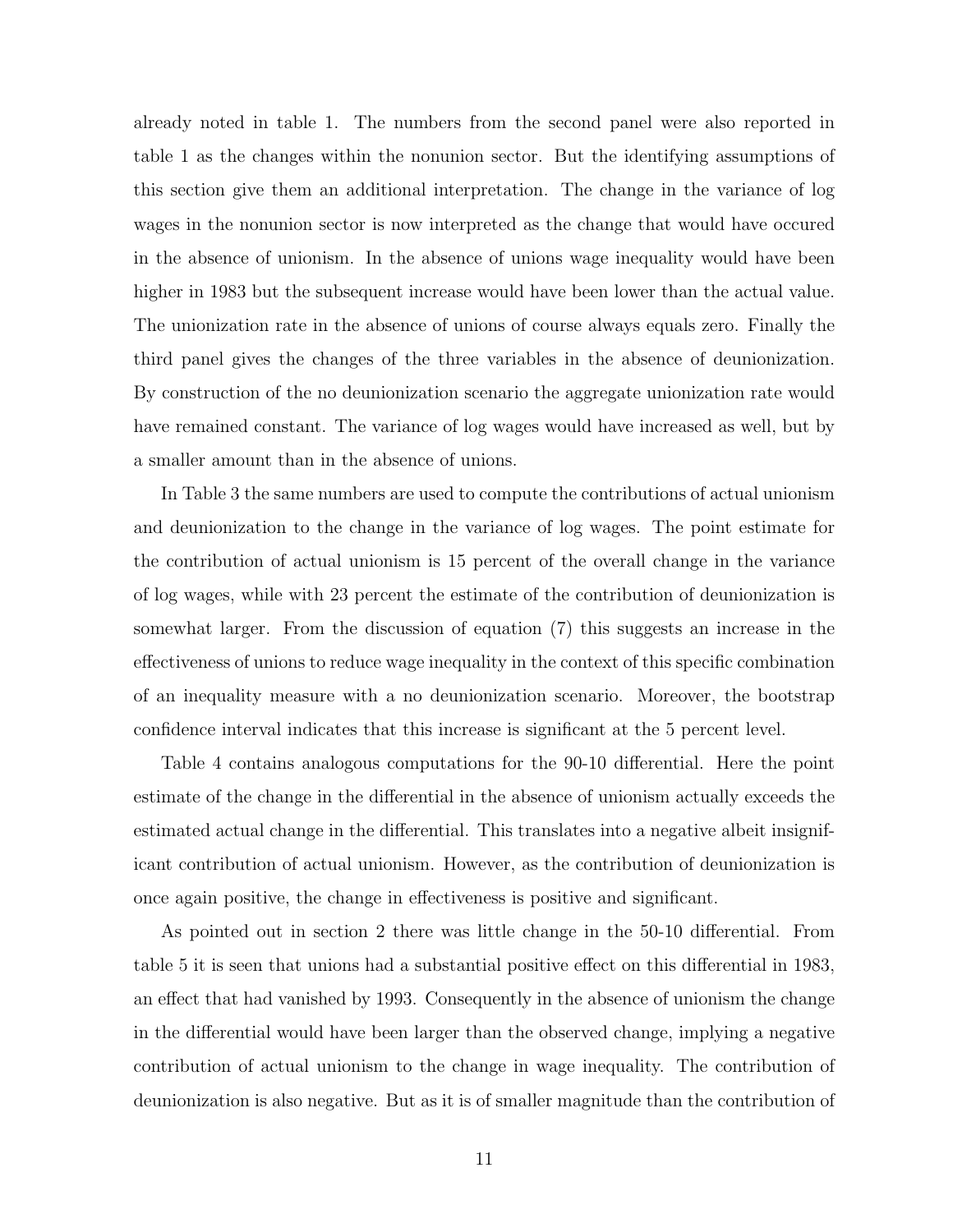already noted in table 1. The numbers from the second panel were also reported in table 1 as the changes within the nonunion sector. But the identifying assumptions of this section give them an additional interpretation. The change in the variance of log wages in the nonunion sector is now interpreted as the change that would have occured in the absence of unionism. In the absence of unions wage inequality would have been higher in 1983 but the subsequent increase would have been lower than the actual value. The unionization rate in the absence of unions of course always equals zero. Finally the third panel gives the changes of the three variables in the absence of deunionization. By construction of the no deunionization scenario the aggregate unionization rate would have remained constant. The variance of log wages would have increased as well, but by a smaller amount than in the absence of unions.

In Table 3 the same numbers are used to compute the contributions of actual unionism and deunionization to the change in the variance of log wages. The point estimate for the contribution of actual unionism is 15 percent of the overall change in the variance of log wages, while with 23 percent the estimate of the contribution of deunionization is somewhat larger. From the discussion of equation (7) this suggests an increase in the effectiveness of unions to reduce wage inequality in the context of this specific combination of an inequality measure with a no deunionization scenario. Moreover, the bootstrap confidence interval indicates that this increase is significant at the 5 percent level.

Table 4 contains analogous computations for the 90-10 differential. Here the point estimate of the change in the differential in the absence of unionism actually exceeds the estimated actual change in the differential. This translates into a negative albeit insignificant contribution of actual unionism. However, as the contribution of deunionization is once again positive, the change in effectiveness is positive and significant.

As pointed out in section 2 there was little change in the 50-10 differential. From table 5 it is seen that unions had a substantial positive effect on this differential in 1983, an effect that had vanished by 1993. Consequently in the absence of unionism the change in the differential would have been larger than the observed change, implying a negative contribution of actual unionism to the change in wage inequality. The contribution of deunionization is also negative. But as it is of smaller magnitude than the contribution of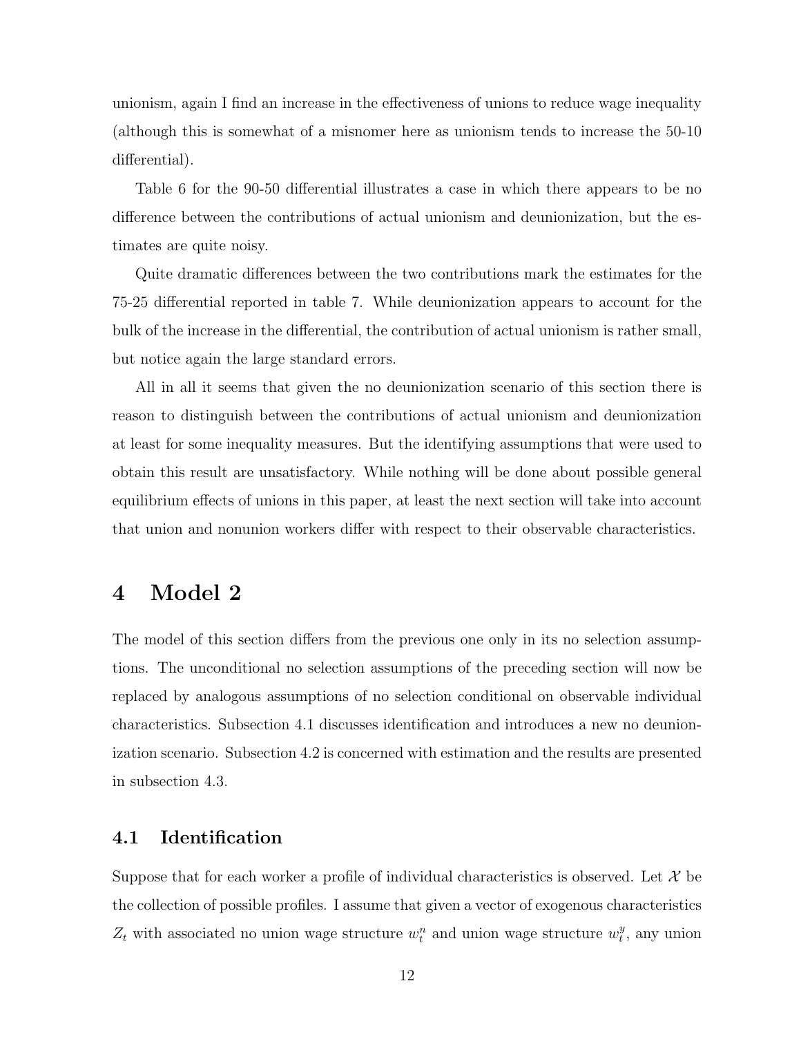unionism, again I find an increase in the effectiveness of unions to reduce wage inequality (although this is somewhat of a misnomer here as unionism tends to increase the 50-10 differential).

Table 6 for the 90-50 differential illustrates a case in which there appears to be no difference between the contributions of actual unionism and deunionization, but the estimates are quite noisy.

Quite dramatic differences between the two contributions mark the estimates for the 75-25 differential reported in table 7. While deunionization appears to account for the bulk of the increase in the differential, the contribution of actual unionism is rather small, but notice again the large standard errors.

All in all it seems that given the no deunionization scenario of this section there is reason to distinguish between the contributions of actual unionism and deunionization at least for some inequality measures. But the identifying assumptions that were used to obtain this result are unsatisfactory. While nothing will be done about possible general equilibrium effects of unions in this paper, at least the next section will take into account that union and nonunion workers differ with respect to their observable characteristics.

# 4 Model 2

The model of this section differs from the previous one only in its no selection assumptions. The unconditional no selection assumptions of the preceding section will now be replaced by analogous assumptions of no selection conditional on observable individual characteristics. Subsection 4.1 discusses identification and introduces a new no deunionization scenario. Subsection 4.2 is concerned with estimation and the results are presented in subsection 4.3.

## 4.1 Identification

Suppose that for each worker a profile of individual characteristics is observed. Let $\mathcal{X}$ be the collection of possible profiles. I assume that given a vector of exogenous characteristics $Z_t$ with associated no union wage structure $w_t^n$ and union wage structure $w_t^y$, any union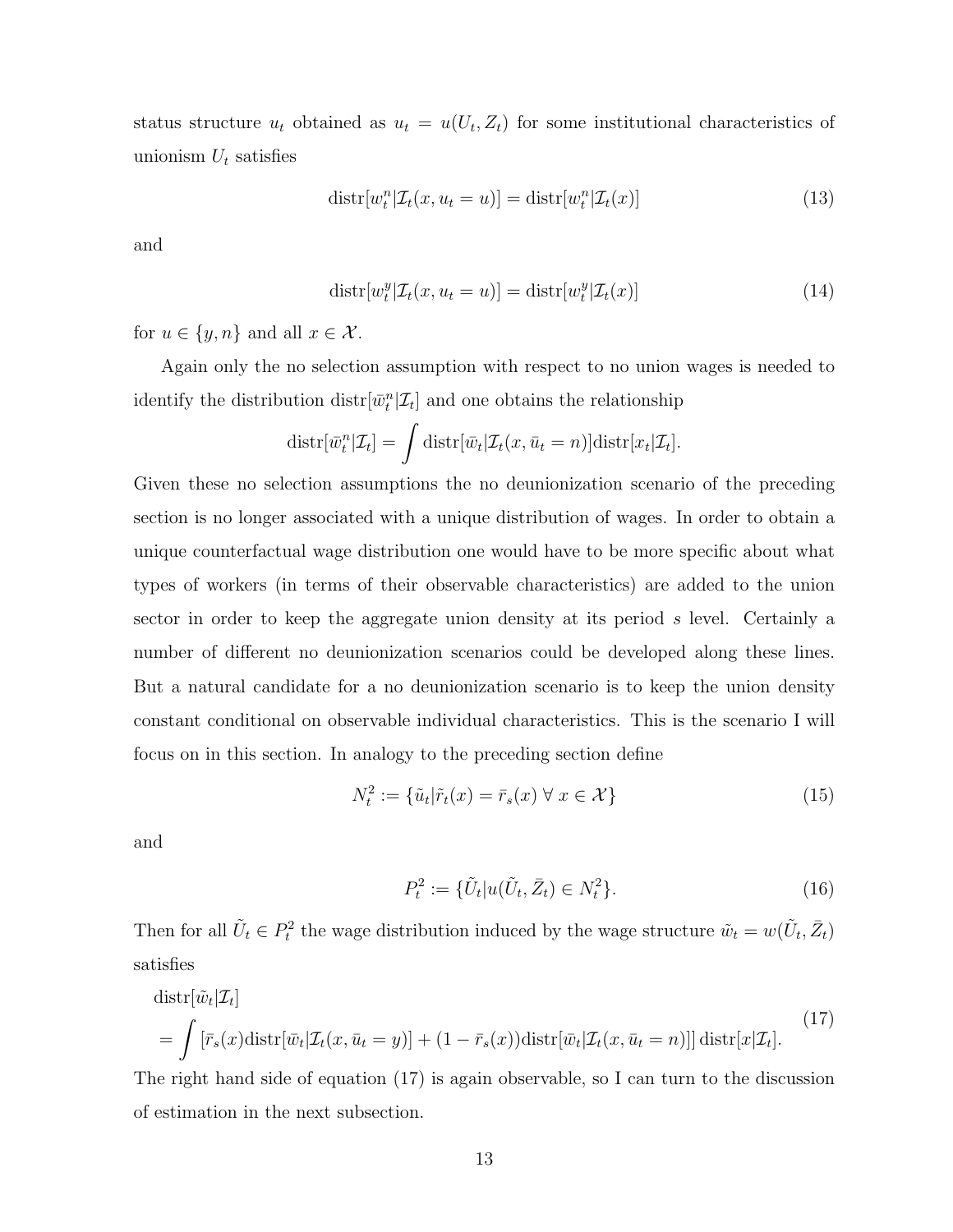status structure $u_t$ obtained as $u_t = u(U_t, Z_t)$ for some institutional characteristics of unionism $U_t$ satisfies

$$\text{distr}[w_t^n | \mathcal{I}_t(x, u_t = u)] = \text{distr}[w_t^n | \mathcal{I}_t(x)] \tag{13}$$

and

$$\text{distr}[w_t^y | \mathcal{I}_t(x, u_t = u)] = \text{distr}[w_t^y | \mathcal{I}_t(x)] \tag{14}$$

for $u \in \{y, n\}$ and all $x \in \mathcal{X}$.

Again only the no selection assumption with respect to no union wages is needed to identify the distribution $\text{distr}[\bar{w}_t^n | \mathcal{I}_t]$ and one obtains the relationship

$$\text{distr}[\bar{w}_t^n | \mathcal{I}_t] = \int \text{distr}[\bar{w}_t | \mathcal{I}_t(x, \bar{u}_t = n)] \text{distr}[x_t | \mathcal{I}_t].$$

Given these no selection assumptions the no deunionization scenario of the preceding section is no longer associated with a unique distribution of wages. In order to obtain a unique counterfactual wage distribution one would have to be more specific about what types of workers (in terms of their observable characteristics) are added to the union sector in order to keep the aggregate union density at its period $s$ level. Certainly a number of different no deunionization scenarios could be developed along these lines. But a natural candidate for a no deunionization scenario is to keep the union density constant conditional on observable individual characteristics. This is the scenario I will focus on in this section. In analogy to the preceding section define

$$N_t^2 := \{\tilde{u}_t | \tilde{r}_t(x) = \bar{r}_s(x) \ \forall \ x \in \mathcal{X}\} \tag{15}$$

and

$$P_t^2 := \{\tilde{U}_t | u(\tilde{U}_t, \bar{Z}_t) \in N_t^2\}. \tag{16}$$

Then for all $\tilde{U}_t \in P_t^2$ the wage distribution induced by the wage structure $\tilde{w}_t = w(\tilde{U}_t, \bar{Z}_t)$ satisfies

$$\begin{aligned} &\text{distr}[\tilde{w}_t | \mathcal{I}_t] \\ &= \int \left[\bar{r}_s(x) \text{distr}[\bar{w}_t | \mathcal{I}_t(x, \bar{u}_t = y)] + (1 - \bar{r}_s(x)) \text{distr}[\bar{w}_t | \mathcal{I}_t(x, \bar{u}_t = n)]\right] \text{distr}[x | \mathcal{I}_t]. \end{aligned} \tag{17}$$

The right hand side of equation (17) is again observable, so I can turn to the discussion of estimation in the next subsection.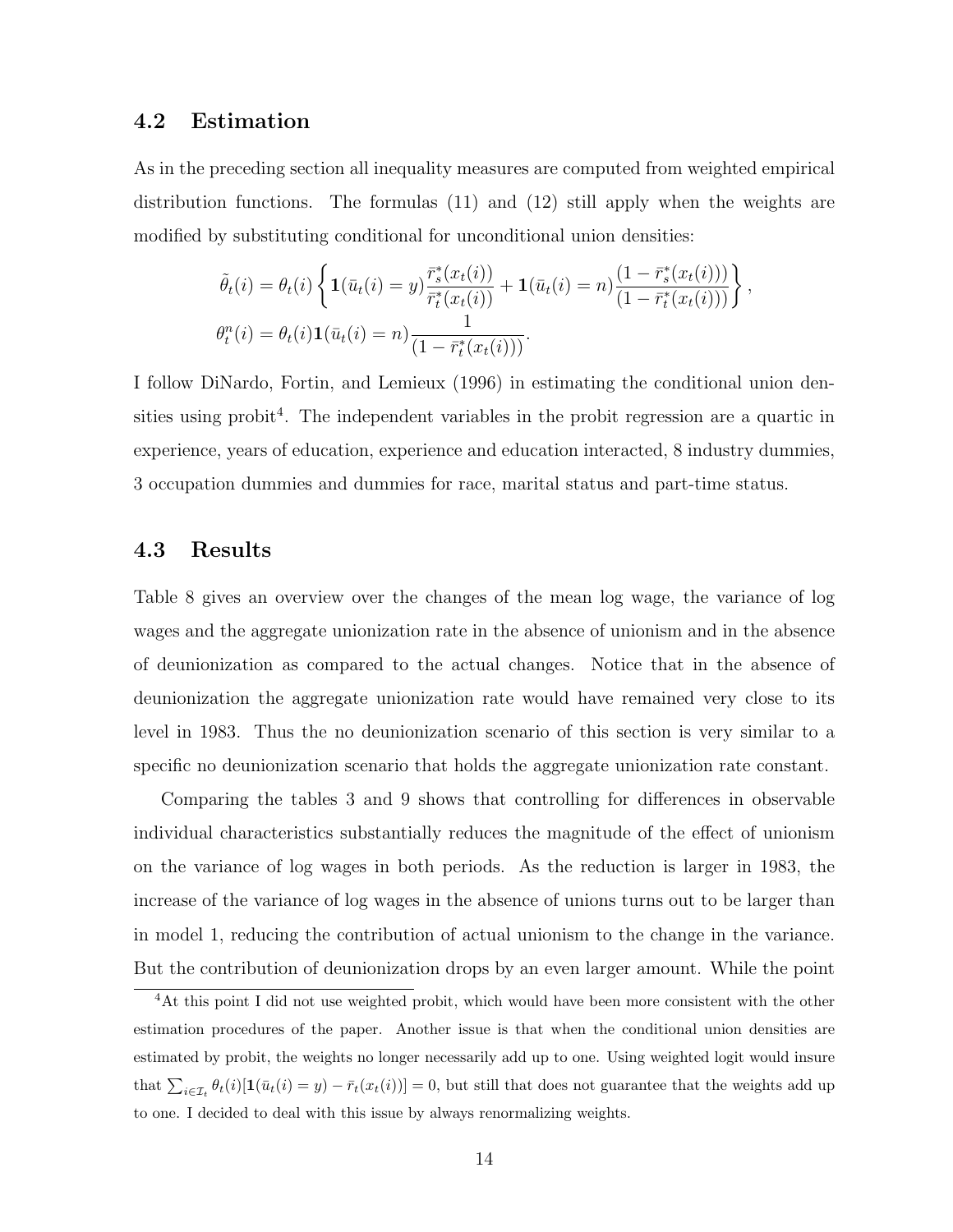## 4.2 Estimation

As in the preceding section all inequality measures are computed from weighted empirical distribution functions. The formulas (11) and (12) still apply when the weights are modified by substituting conditional for unconditional union densities:

$$
\begin{aligned}
\tilde{\theta}_t(i) &= \theta_t(i)\left\{\mathbf{1}(\bar{u}_t(i)=y)\frac{\bar{r}_s^*(x_t(i))}{\bar{r}_t^*(x_t(i))} + \mathbf{1}(\bar{u}_t(i)=n)\frac{(1-\bar{r}_s^*(x_t(i)))}{(1-\bar{r}_t^*(x_t(i)))}\right\},\\
\theta_t^n(i) &= \theta_t(i)\mathbf{1}(\bar{u}_t(i)=n)\frac{1}{(1-\bar{r}_t^*(x_t(i)))}.
\end{aligned}
$$

I follow DiNardo, Fortin, and Lemieux (1996) in estimating the conditional union densities using probit[4]. The independent variables in the probit regression are a quartic in experience, years of education, experience and education interacted, 8 industry dummies, 3 occupation dummies and dummies for race, marital status and part-time status.

## 4.3 Results

Table 8 gives an overview over the changes of the mean log wage, the variance of log wages and the aggregate unionization rate in the absence of unionism and in the absence of deunionization as compared to the actual changes. Notice that in the absence of deunionization the aggregate unionization rate would have remained very close to its level in 1983. Thus the no deunionization scenario of this section is very similar to a specific no deunionization scenario that holds the aggregate unionization rate constant.

Comparing the tables 3 and 9 shows that controlling for differences in observable individual characteristics substantially reduces the magnitude of the effect of unionism on the variance of log wages in both periods. As the reduction is larger in 1983, the increase of the variance of log wages in the absence of unions turns out to be larger than in model 1, reducing the contribution of actual unionism to the change in the variance. But the contribution of deunionization drops by an even larger amount. While the point

[4] At this point I did not use weighted probit, which would have been more consistent with the other estimation procedures of the paper. Another issue is that when the conditional union densities are estimated by probit, the weights no longer necessarily add up to one. Using weighted logit would insure that $\sum_{i\in\mathcal{I}_t}\theta_t(i)[\mathbf{1}(\bar{u}_t(i)=y)-\bar{r}_t(x_t(i))]=0$, but still that does not guarantee that the weights add up to one. I decided to deal with this issue by always renormalizing weights.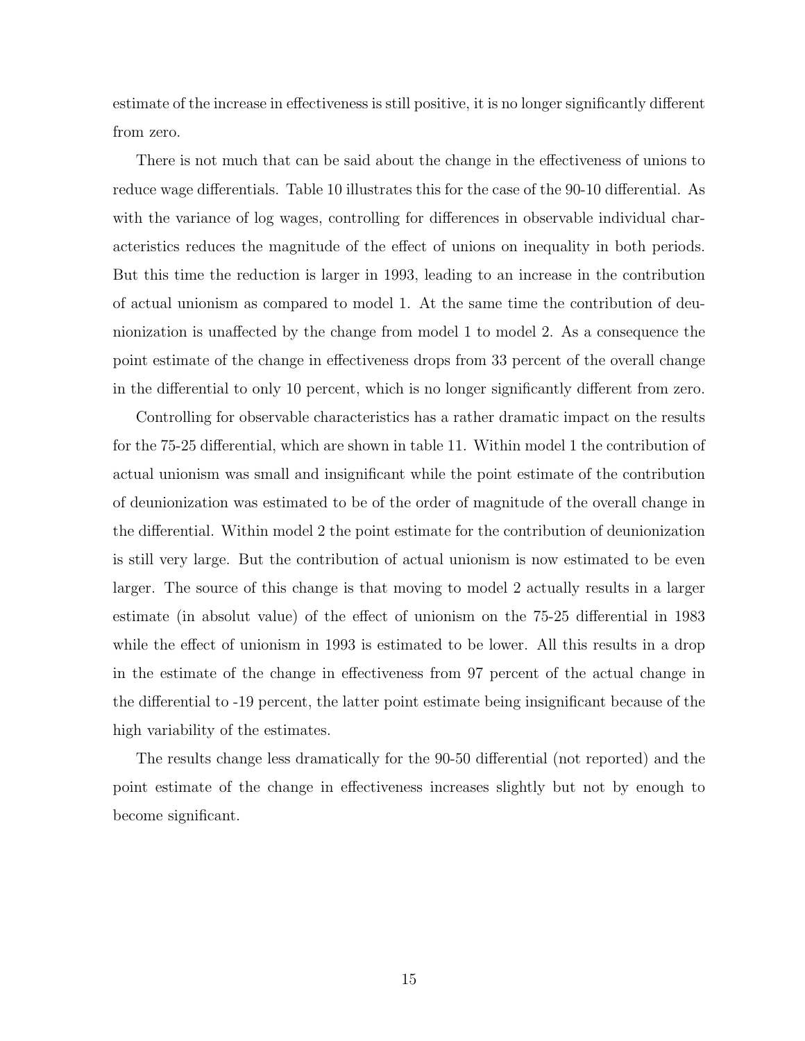estimate of the increase in effectiveness is still positive, it is no longer significantly different from zero.

There is not much that can be said about the change in the effectiveness of unions to reduce wage differentials. Table 10 illustrates this for the case of the 90-10 differential. As with the variance of log wages, controlling for differences in observable individual characteristics reduces the magnitude of the effect of unions on inequality in both periods. But this time the reduction is larger in 1993, leading to an increase in the contribution of actual unionism as compared to model 1. At the same time the contribution of deunionization is unaffected by the change from model 1 to model 2. As a consequence the point estimate of the change in effectiveness drops from 33 percent of the overall change in the differential to only 10 percent, which is no longer significantly different from zero.

Controlling for observable characteristics has a rather dramatic impact on the results for the 75-25 differential, which are shown in table 11. Within model 1 the contribution of actual unionism was small and insignificant while the point estimate of the contribution of deunionization was estimated to be of the order of magnitude of the overall change in the differential. Within model 2 the point estimate for the contribution of deunionization is still very large. But the contribution of actual unionism is now estimated to be even larger. The source of this change is that moving to model 2 actually results in a larger estimate (in absolut value) of the effect of unionism on the 75-25 differential in 1983 while the effect of unionism in 1993 is estimated to be lower. All this results in a drop in the estimate of the change in effectiveness from 97 percent of the actual change in the differential to -19 percent, the latter point estimate being insignificant because of the high variability of the estimates.

The results change less dramatically for the 90-50 differential (not reported) and the point estimate of the change in effectiveness increases slightly but not by enough to become significant.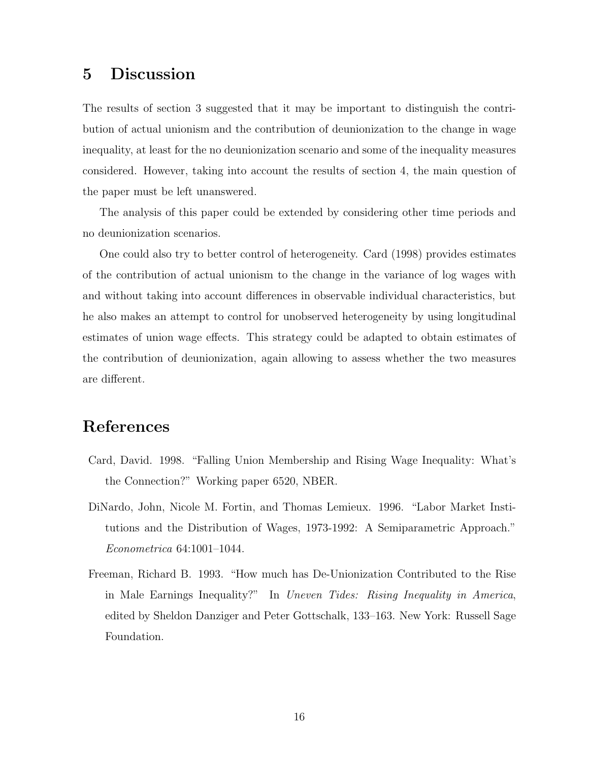## 5 Discussion

The results of section 3 suggested that it may be important to distinguish the contribution of actual unionism and the contribution of deunionization to the change in wage inequality, at least for the no deunionization scenario and some of the inequality measures considered. However, taking into account the results of section 4, the main question of the paper must be left unanswered.

The analysis of this paper could be extended by considering other time periods and no deunionization scenarios.

One could also try to better control of heterogeneity. Card (1998) provides estimates of the contribution of actual unionism to the change in the variance of log wages with and without taking into account differences in observable individual characteristics, but he also makes an attempt to control for unobserved heterogeneity by using longitudinal estimates of union wage effects. This strategy could be adapted to obtain estimates of the contribution of deunionization, again allowing to assess whether the two measures are different.

## References

Card, David. 1998. "Falling Union Membership and Rising Wage Inequality: What's the Connection?" Working paper 6520, NBER.

DiNardo, John, Nicole M. Fortin, and Thomas Lemieux. 1996. "Labor Market Institutions and the Distribution of Wages, 1973-1992: A Semiparametric Approach." *Econometrica* 64:1001–1044.

Freeman, Richard B. 1993. "How much has De-Unionization Contributed to the Rise in Male Earnings Inequality?" In *Uneven Tides: Rising Inequality in America*, edited by Sheldon Danziger and Peter Gottschalk, 133–163. New York: Russell Sage Foundation.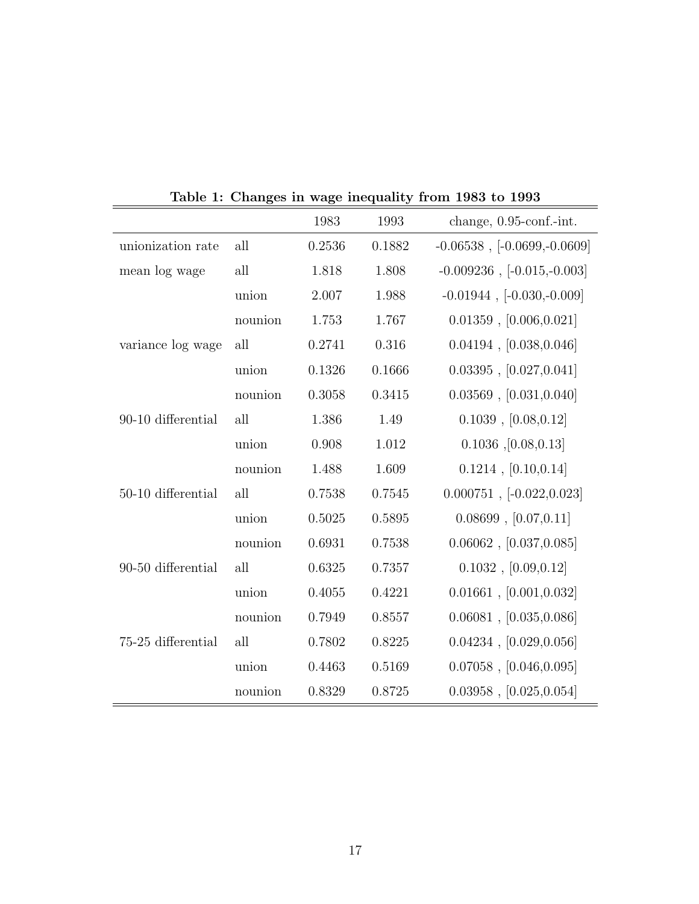**Table 1: Changes in wage inequality from 1983 to 1993**

| | | 1983 | 1993 | change, 0.95-conf.-int. |
|---|---|---|---|---|
| unionization rate | all | 0.2536 | 0.1882 | -0.06538 , [-0.0699,-0.0609] |
| mean log wage | all | 1.818 | 1.808 | -0.009236 , [-0.015,-0.003] |
| | union | 2.007 | 1.988 | -0.01944 , [-0.030,-0.009] |
| | nounion | 1.753 | 1.767 | 0.01359 , [0.006,0.021] |
| variance log wage | all | 0.2741 | 0.316 | 0.04194 , [0.038,0.046] |
| | union | 0.1326 | 0.1666 | 0.03395 , [0.027,0.041] |
| | nounion | 0.3058 | 0.3415 | 0.03569 , [0.031,0.040] |
| 90-10 differential | all | 1.386 | 1.49 | 0.1039 , [0.08,0.12] |
| | union | 0.908 | 1.012 | 0.1036 ,[0.08,0.13] |
| | nounion | 1.488 | 1.609 | 0.1214 , [0.10,0.14] |
| 50-10 differential | all | 0.7538 | 0.7545 | 0.000751 , [-0.022,0.023] |
| | union | 0.5025 | 0.5895 | 0.08699 , [0.07,0.11] |
| | nounion | 0.6931 | 0.7538 | 0.06062 , [0.037,0.085] |
| 90-50 differential | all | 0.6325 | 0.7357 | 0.1032 , [0.09,0.12] |
| | union | 0.4055 | 0.4221 | 0.01661 , [0.001,0.032] |
| | nounion | 0.7949 | 0.8557 | 0.06081 , [0.035,0.086] |
| 75-25 differential | all | 0.7802 | 0.8225 | 0.04234 , [0.029,0.056] |
| | union | 0.4463 | 0.5169 | 0.07058 , [0.046,0.095] |
| | nounion | 0.8329 | 0.8725 | 0.03958 , [0.025,0.054] |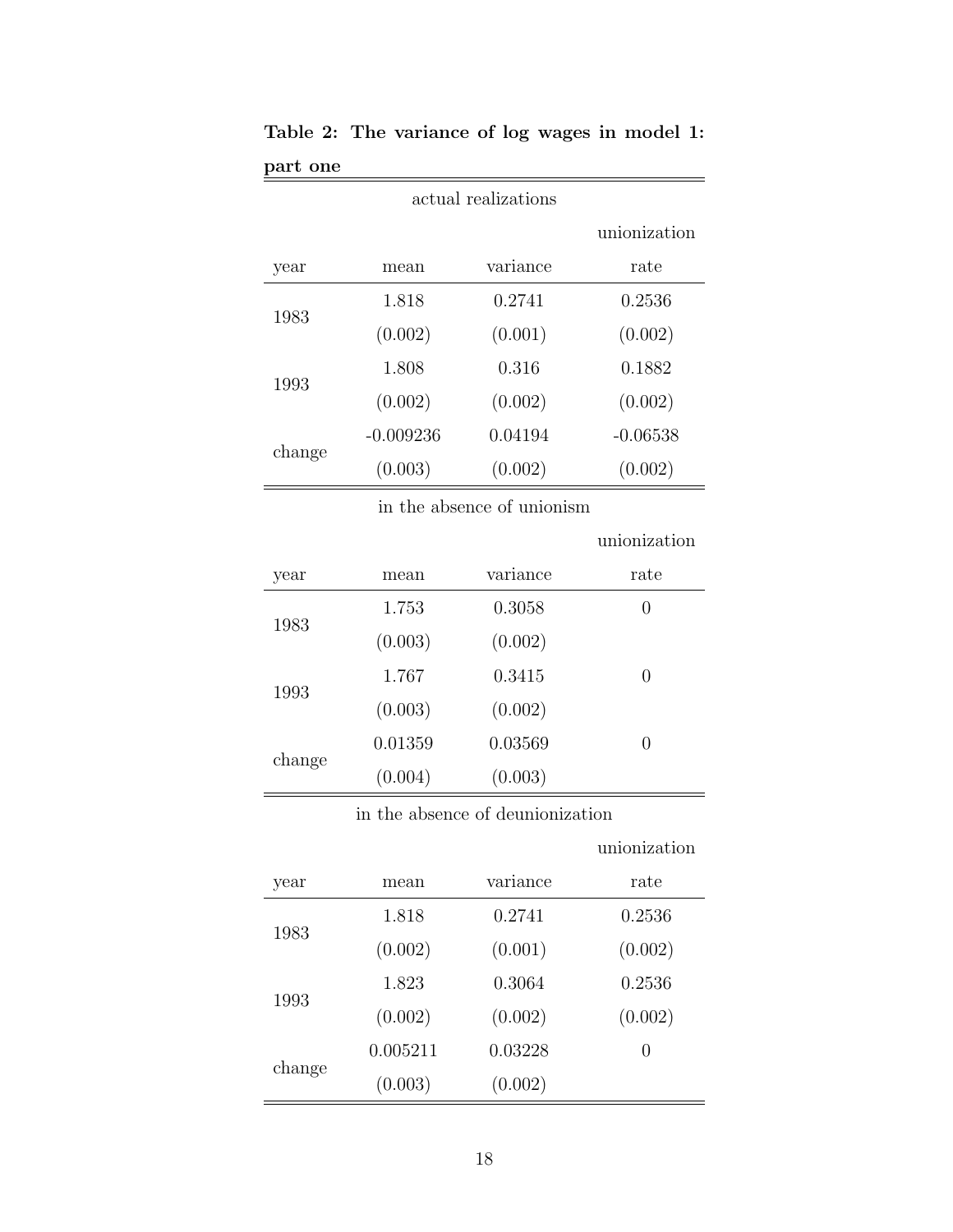**Table 2: The variance of log wages in model 1: part one**

| actual realizations | | | |
|---|---|---|---|
| year | mean | variance | unionization rate |
| 1983 | 1.818 | 0.2741 | 0.2536 |
| | (0.002) | (0.001) | (0.002) |
| 1993 | 1.808 | 0.316 | 0.1882 |
| | (0.002) | (0.002) | (0.002) |
| change | -0.009236 | 0.04194 | -0.06538 |
| | (0.003) | (0.002) | (0.002) |

| in the absence of unionism | | | |
|---|---|---|---|
| year | mean | variance | unionization rate |
| 1983 | 1.753 | 0.3058 | 0 |
| | (0.003) | (0.002) | |
| 1993 | 1.767 | 0.3415 | 0 |
| | (0.003) | (0.002) | |
| change | 0.01359 | 0.03569 | 0 |
| | (0.004) | (0.003) | |

| in the absence of deunionization | | | |
|---|---|---|---|
| year | mean | variance | unionization rate |
| 1983 | 1.818 | 0.2741 | 0.2536 |
| | (0.002) | (0.001) | (0.002) |
| 1993 | 1.823 | 0.3064 | 0.2536 |
| | (0.002) | (0.002) | (0.002) |
| change | 0.005211 | 0.03228 | 0 |
| | (0.003) | (0.002) | |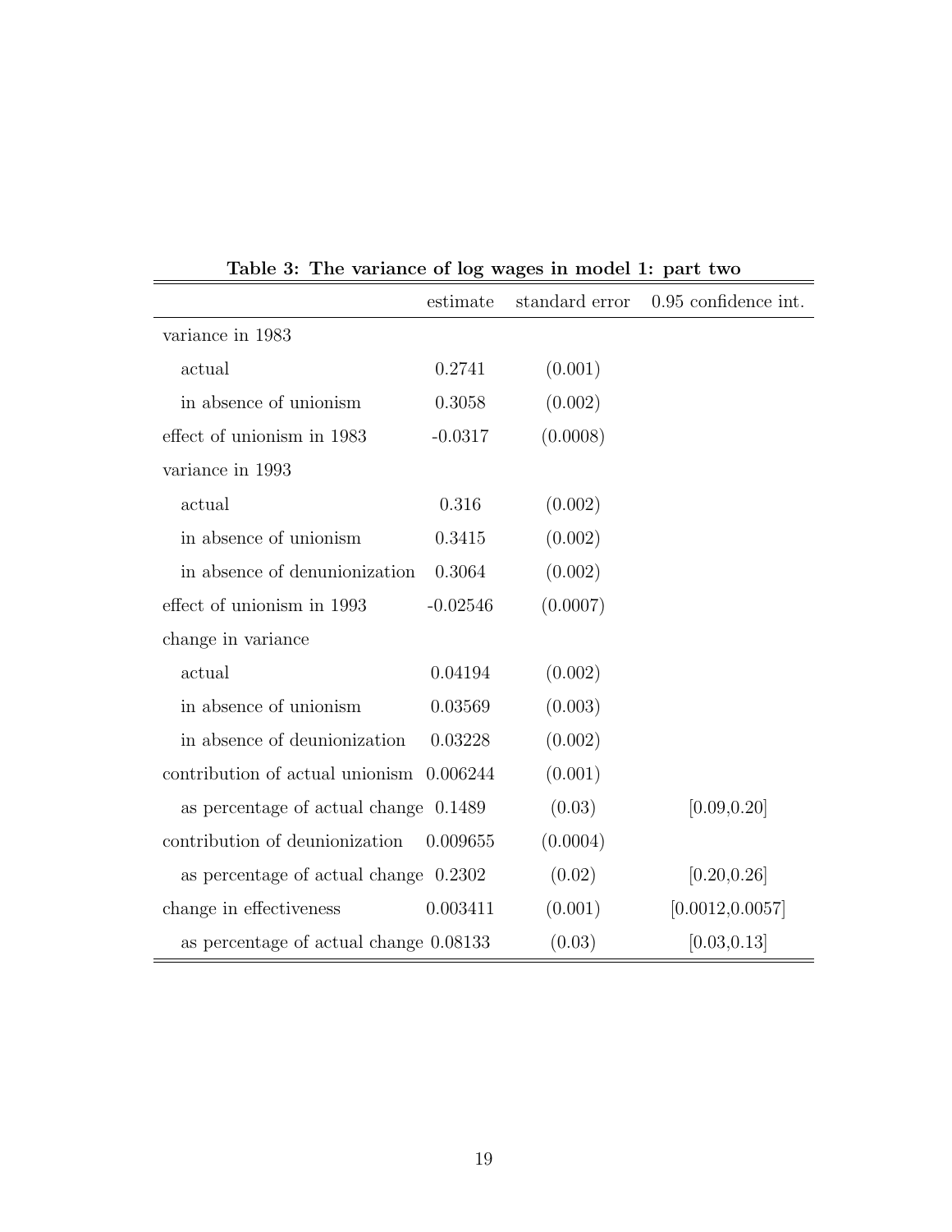**Table 3: The variance of log wages in model 1: part two**

| | estimate | standard error | 0.95 confidence int. |
|---|---|---|---|
| variance in 1983 | | | |
| actual | 0.2741 | (0.001) | |
| in absence of unionism | 0.3058 | (0.002) | |
| effect of unionism in 1983 | -0.0317 | (0.0008) | |
| variance in 1993 | | | |
| actual | 0.316 | (0.002) | |
| in absence of unionism | 0.3415 | (0.002) | |
| in absence of denunionization | 0.3064 | (0.002) | |
| effect of unionism in 1993 | -0.02546 | (0.0007) | |
| change in variance | | | |
| actual | 0.04194 | (0.002) | |
| in absence of unionism | 0.03569 | (0.003) | |
| in absence of deunionization | 0.03228 | (0.002) | |
| contribution of actual unionism | 0.006244 | (0.001) | |
| as percentage of actual change | 0.1489 | (0.03) | [0.09,0.20] |
| contribution of deunionization | 0.009655 | (0.0004) | |
| as percentage of actual change | 0.2302 | (0.02) | [0.20,0.26] |
| change in effectiveness | 0.003411 | (0.001) | [0.0012,0.0057] |
| as percentage of actual change | 0.08133 | (0.03) | [0.03,0.13] |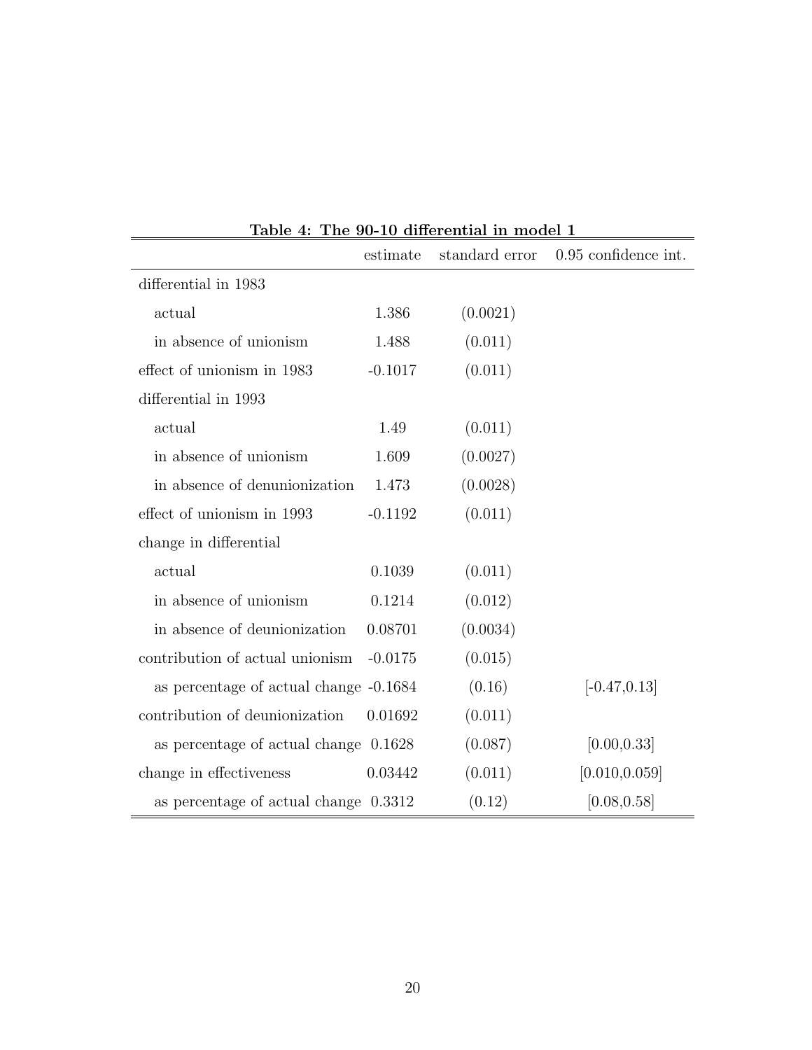**Table 4: The 90-10 differential in model 1**

| | estimate | standard error | 0.95 confidence int. |
|---|---|---|---|
| differential in 1983 | | | |
| actual | 1.386 | (0.0021) | |
| in absence of unionism | 1.488 | (0.011) | |
| effect of unionism in 1983 | -0.1017 | (0.011) | |
| differential in 1993 | | | |
| actual | 1.49 | (0.011) | |
| in absence of unionism | 1.609 | (0.0027) | |
| in absence of denunionization | 1.473 | (0.0028) | |
| effect of unionism in 1993 | -0.1192 | (0.011) | |
| change in differential | | | |
| actual | 0.1039 | (0.011) | |
| in absence of unionism | 0.1214 | (0.012) | |
| in absence of deunionization | 0.08701 | (0.0034) | |
| contribution of actual unionism | -0.0175 | (0.015) | |
| as percentage of actual change | -0.1684 | (0.16) | [-0.47,0.13] |
| contribution of deunionization | 0.01692 | (0.011) | |
| as percentage of actual change | 0.1628 | (0.087) | [0.00,0.33] |
| change in effectiveness | 0.03442 | (0.011) | [0.010,0.059] |
| as percentage of actual change | 0.3312 | (0.12) | [0.08,0.58] |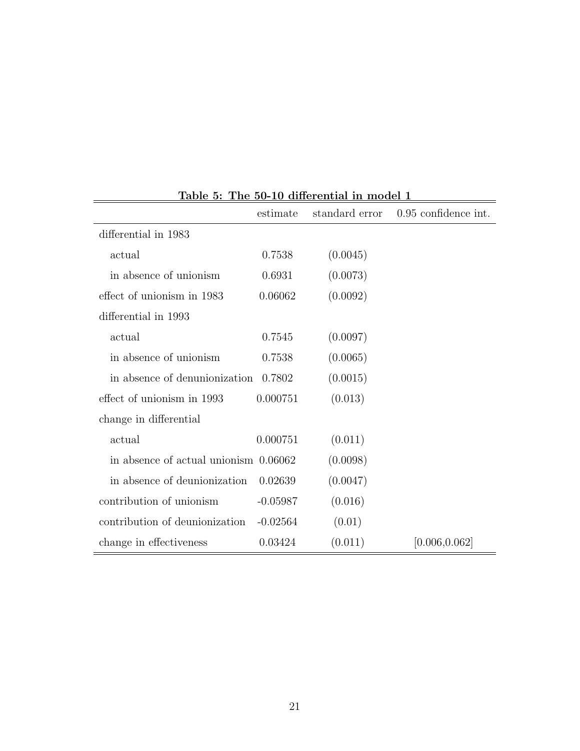**Table 5: The 50-10 differential in model 1**

| | estimate | standard error | 0.95 confidence int. |
|---|---|---|---|
| differential in 1983 | | | |
| actual | 0.7538 | (0.0045) | |
| in absence of unionism | 0.6931 | (0.0073) | |
| effect of unionism in 1983 | 0.06062 | (0.0092) | |
| differential in 1993 | | | |
| actual | 0.7545 | (0.0097) | |
| in absence of unionism | 0.7538 | (0.0065) | |
| in absence of denunionization | 0.7802 | (0.0015) | |
| effect of unionism in 1993 | 0.000751 | (0.013) | |
| change in differential | | | |
| actual | 0.000751 | (0.011) | |
| in absence of actual unionism | 0.06062 | (0.0098) | |
| in absence of deunionization | 0.02639 | (0.0047) | |
| contribution of unionism | -0.05987 | (0.016) | |
| contribution of deunionization | -0.02564 | (0.01) | |
| change in effectiveness | 0.03424 | (0.011) | [0.006,0.062] |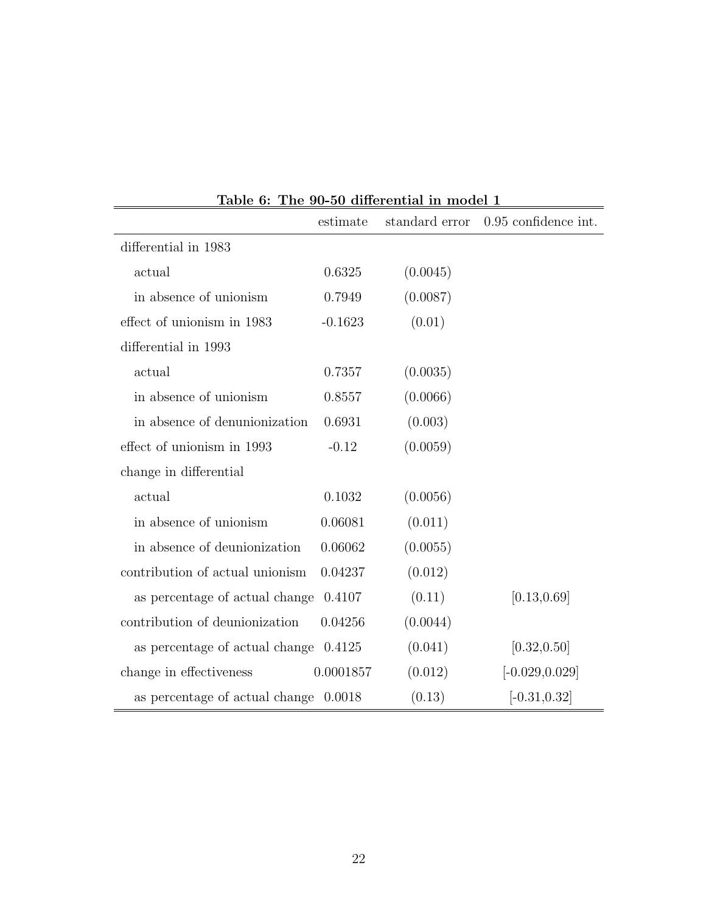Table 6: The 90-50 differential in model 1

| | estimate | standard error | 0.95 confidence int. |
|---|---|---|---|
| differential in 1983 | | | |
| actual | 0.6325 | (0.0045) | |
| in absence of unionism | 0.7949 | (0.0087) | |
| effect of unionism in 1983 | -0.1623 | (0.01) | |
| differential in 1993 | | | |
| actual | 0.7357 | (0.0035) | |
| in absence of unionism | 0.8557 | (0.0066) | |
| in absence of denunionization | 0.6931 | (0.003) | |
| effect of unionism in 1993 | -0.12 | (0.0059) | |
| change in differential | | | |
| actual | 0.1032 | (0.0056) | |
| in absence of unionism | 0.06081 | (0.011) | |
| in absence of deunionization | 0.06062 | (0.0055) | |
| contribution of actual unionism | 0.04237 | (0.012) | |
| as percentage of actual change | 0.4107 | (0.11) | [0.13,0.69] |
| contribution of deunionization | 0.04256 | (0.0044) | |
| as percentage of actual change | 0.4125 | (0.041) | [0.32,0.50] |
| change in effectiveness | 0.0001857 | (0.012) | [-0.029,0.029] |
| as percentage of actual change | 0.0018 | (0.13) | [-0.31,0.32] |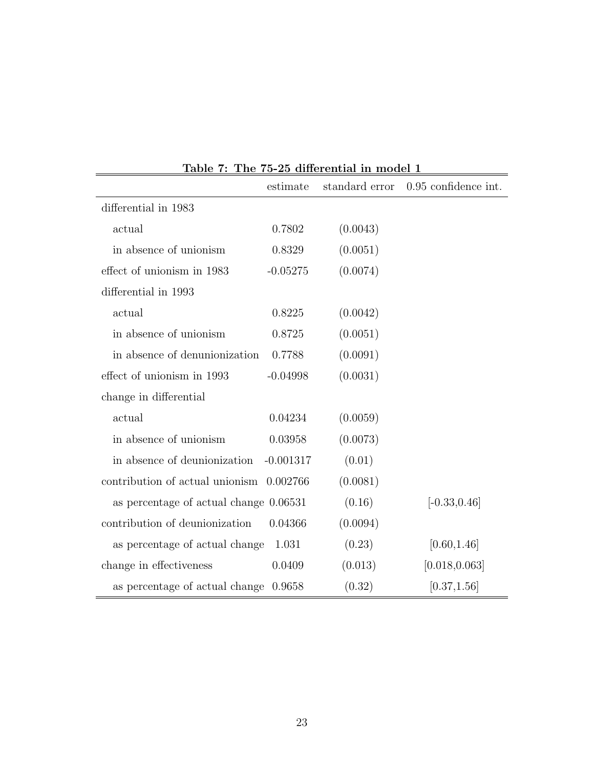**Table 7: The 75-25 differential in model 1**

| | estimate | standard error | 0.95 confidence int. |
|---|---|---|---|
| differential in 1983 | | | |
| actual | 0.7802 | (0.0043) | |
| in absence of unionism | 0.8329 | (0.0051) | |
| effect of unionism in 1983 | -0.05275 | (0.0074) | |
| differential in 1993 | | | |
| actual | 0.8225 | (0.0042) | |
| in absence of unionism | 0.8725 | (0.0051) | |
| in absence of denunionization | 0.7788 | (0.0091) | |
| effect of unionism in 1993 | -0.04998 | (0.0031) | |
| change in differential | | | |
| actual | 0.04234 | (0.0059) | |
| in absence of unionism | 0.03958 | (0.0073) | |
| in absence of deunionization | -0.001317 | (0.01) | |
| contribution of actual unionism | 0.002766 | (0.0081) | |
| as percentage of actual change | 0.06531 | (0.16) | [-0.33,0.46] |
| contribution of deunionization | 0.04366 | (0.0094) | |
| as percentage of actual change | 1.031 | (0.23) | [0.60,1.46] |
| change in effectiveness | 0.0409 | (0.013) | [0.018,0.063] |
| as percentage of actual change | 0.9658 | (0.32) | [0.37,1.56] |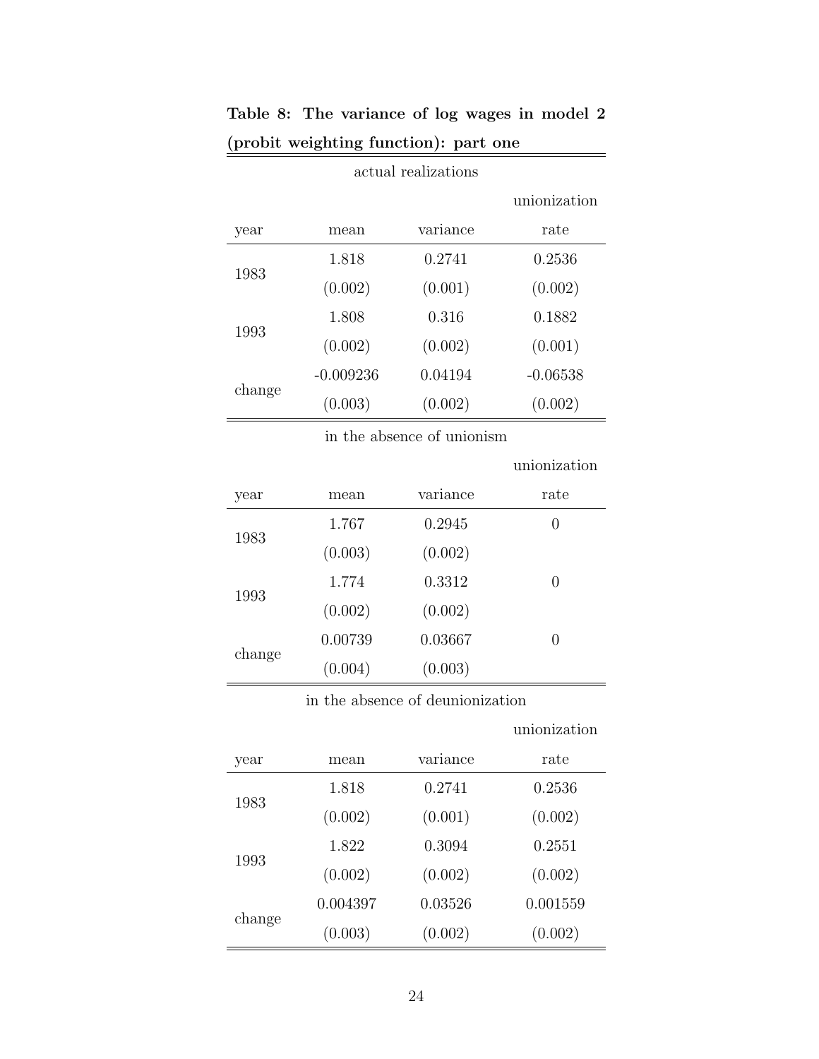**Table 8: The variance of log wages in model 2 (probit weighting function): part one**

actual realizations

| year | mean | variance | unionization rate |
|---|---|---|---|
| 1983 | 1.818 | 0.2741 | 0.2536 |
| | (0.002) | (0.001) | (0.002) |
| 1993 | 1.808 | 0.316 | 0.1882 |
| | (0.002) | (0.002) | (0.001) |
| change | -0.009236 | 0.04194 | -0.06538 |
| | (0.003) | (0.002) | (0.002) |

in the absence of unionism

| year | mean | variance | unionization rate |
|---|---|---|---|
| 1983 | 1.767 | 0.2945 | 0 |
| | (0.003) | (0.002) | |
| 1993 | 1.774 | 0.3312 | 0 |
| | (0.002) | (0.002) | |
| change | 0.00739 | 0.03667 | 0 |
| | (0.004) | (0.003) | |

in the absence of deunionization

| year | mean | variance | unionization rate |
|---|---|---|---|
| 1983 | 1.818 | 0.2741 | 0.2536 |
| | (0.002) | (0.001) | (0.002) |
| 1993 | 1.822 | 0.3094 | 0.2551 |
| | (0.002) | (0.002) | (0.002) |
| change | 0.004397 | 0.03526 | 0.001559 |
| | (0.003) | (0.002) | (0.002) |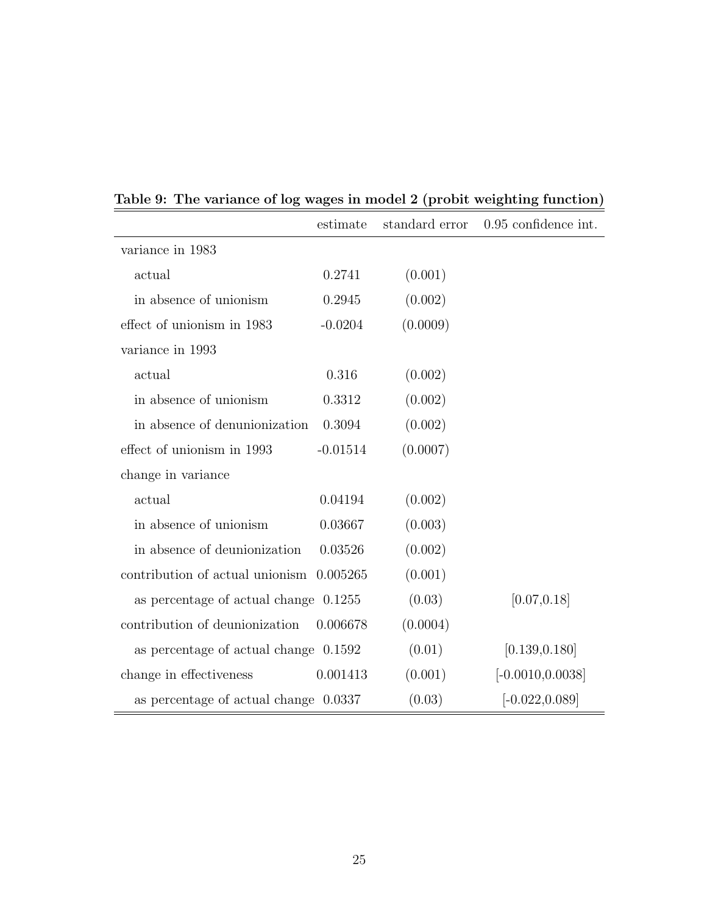**Table 9: The variance of log wages in model 2 (probit weighting function)**

| | estimate | standard error | 0.95 confidence int. |
|---|---|---|---|
| variance in 1983 | | | |
| actual | 0.2741 | (0.001) | |
| in absence of unionism | 0.2945 | (0.002) | |
| effect of unionism in 1983 | -0.0204 | (0.0009) | |
| variance in 1993 | | | |
| actual | 0.316 | (0.002) | |
| in absence of unionism | 0.3312 | (0.002) | |
| in absence of denunionization | 0.3094 | (0.002) | |
| effect of unionism in 1993 | -0.01514 | (0.0007) | |
| change in variance | | | |
| actual | 0.04194 | (0.002) | |
| in absence of unionism | 0.03667 | (0.003) | |
| in absence of deunionization | 0.03526 | (0.002) | |
| contribution of actual unionism | 0.005265 | (0.001) | |
| as percentage of actual change | 0.1255 | (0.03) | [0.07,0.18] |
| contribution of deunionization | 0.006678 | (0.0004) | |
| as percentage of actual change | 0.1592 | (0.01) | [0.139,0.180] |
| change in effectiveness | 0.001413 | (0.001) | [-0.0010,0.0038] |
| as percentage of actual change | 0.0337 | (0.03) | [-0.022,0.089] |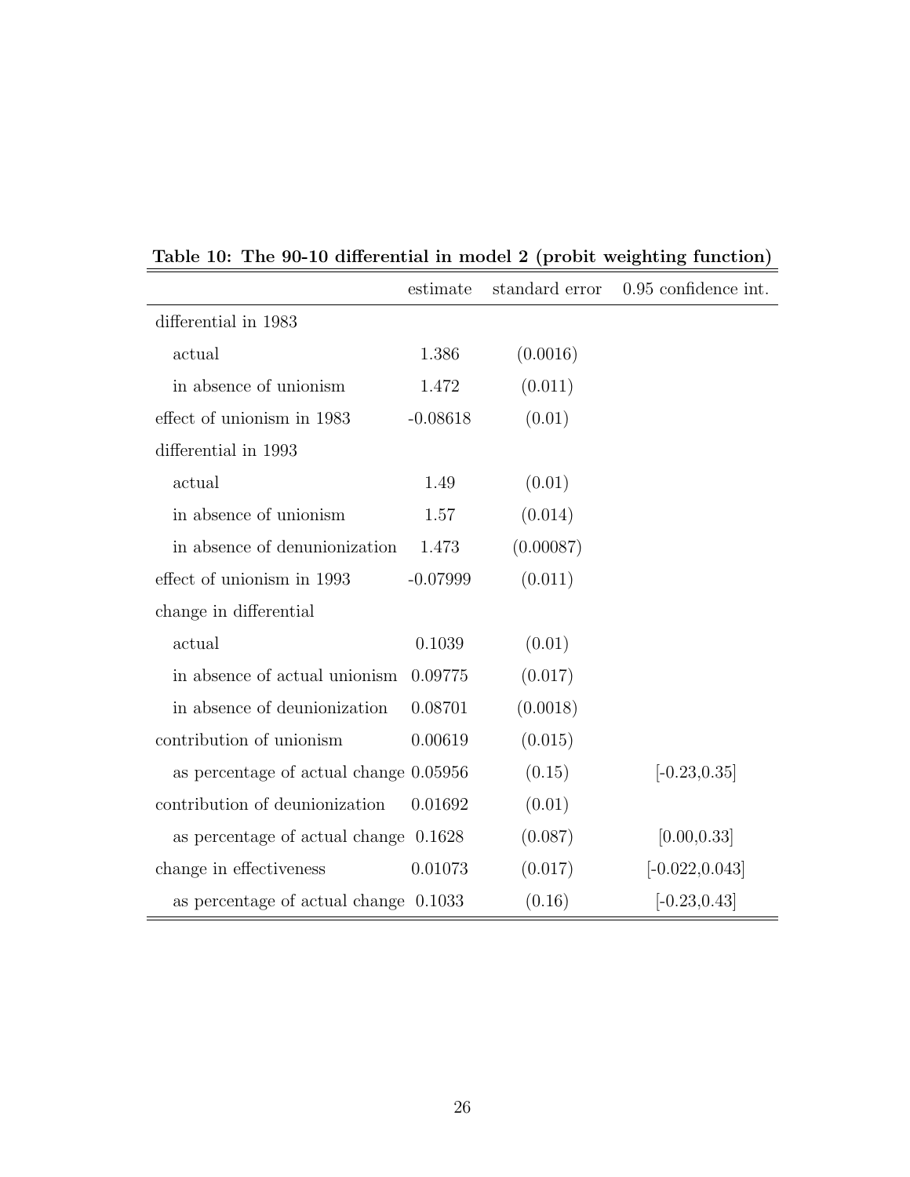**Table 10: The 90-10 differential in model 2 (probit weighting function)**

| | estimate | standard error | 0.95 confidence int. |
|---|---|---|---|
| differential in 1983 | | | |
| actual | 1.386 | (0.0016) | |
| in absence of unionism | 1.472 | (0.011) | |
| effect of unionism in 1983 | -0.08618 | (0.01) | |
| differential in 1993 | | | |
| actual | 1.49 | (0.01) | |
| in absence of unionism | 1.57 | (0.014) | |
| in absence of denunionization | 1.473 | (0.00087) | |
| effect of unionism in 1993 | -0.07999 | (0.011) | |
| change in differential | | | |
| actual | 0.1039 | (0.01) | |
| in absence of actual unionism | 0.09775 | (0.017) | |
| in absence of deunionization | 0.08701 | (0.0018) | |
| contribution of unionism | 0.00619 | (0.015) | |
| as percentage of actual change | 0.05956 | (0.15) | [-0.23,0.35] |
| contribution of deunionization | 0.01692 | (0.01) | |
| as percentage of actual change | 0.1628 | (0.087) | [0.00,0.33] |
| change in effectiveness | 0.01073 | (0.017) | [-0.022,0.043] |
| as percentage of actual change | 0.1033 | (0.16) | [-0.23,0.43] |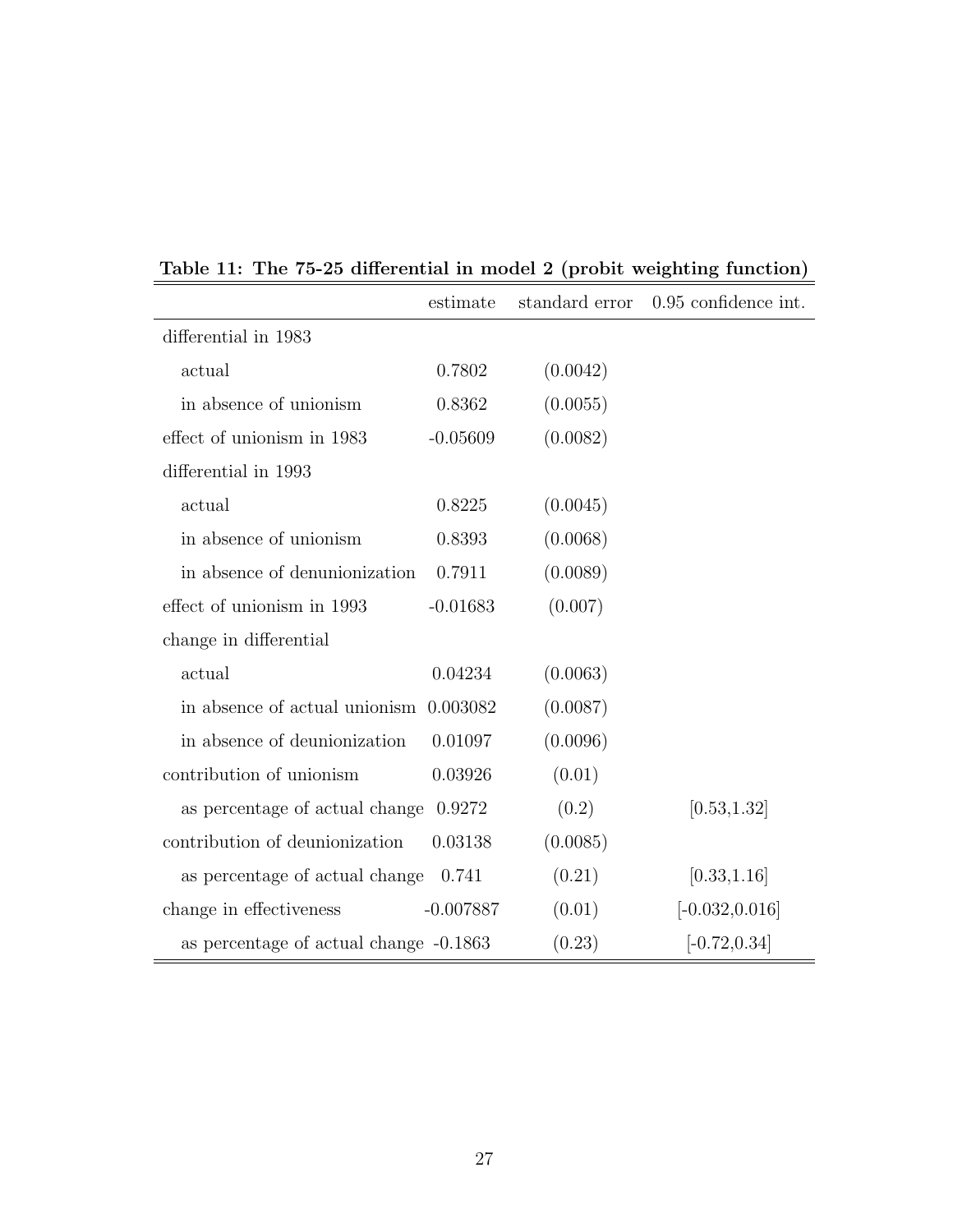**Table 11: The 75-25 differential in model 2 (probit weighting function)**

| | estimate | standard error | 0.95 confidence int. |
|---|---|---|---|
| differential in 1983 | | | |
| actual | 0.7802 | (0.0042) | |
| in absence of unionism | 0.8362 | (0.0055) | |
| effect of unionism in 1983 | -0.05609 | (0.0082) | |
| differential in 1993 | | | |
| actual | 0.8225 | (0.0045) | |
| in absence of unionism | 0.8393 | (0.0068) | |
| in absence of denunionization | 0.7911 | (0.0089) | |
| effect of unionism in 1993 | -0.01683 | (0.007) | |
| change in differential | | | |
| actual | 0.04234 | (0.0063) | |
| in absence of actual unionism | 0.003082 | (0.0087) | |
| in absence of deunionization | 0.01097 | (0.0096) | |
| contribution of unionism | 0.03926 | (0.01) | |
| as percentage of actual change | 0.9272 | (0.2) | [0.53,1.32] |
| contribution of deunionization | 0.03138 | (0.0085) | |
| as percentage of actual change | 0.741 | (0.21) | [0.33,1.16] |
| change in effectiveness | -0.007887 | (0.01) | [-0.032,0.016] |
| as percentage of actual change | -0.1863 | (0.23) | [-0.72,0.34] |